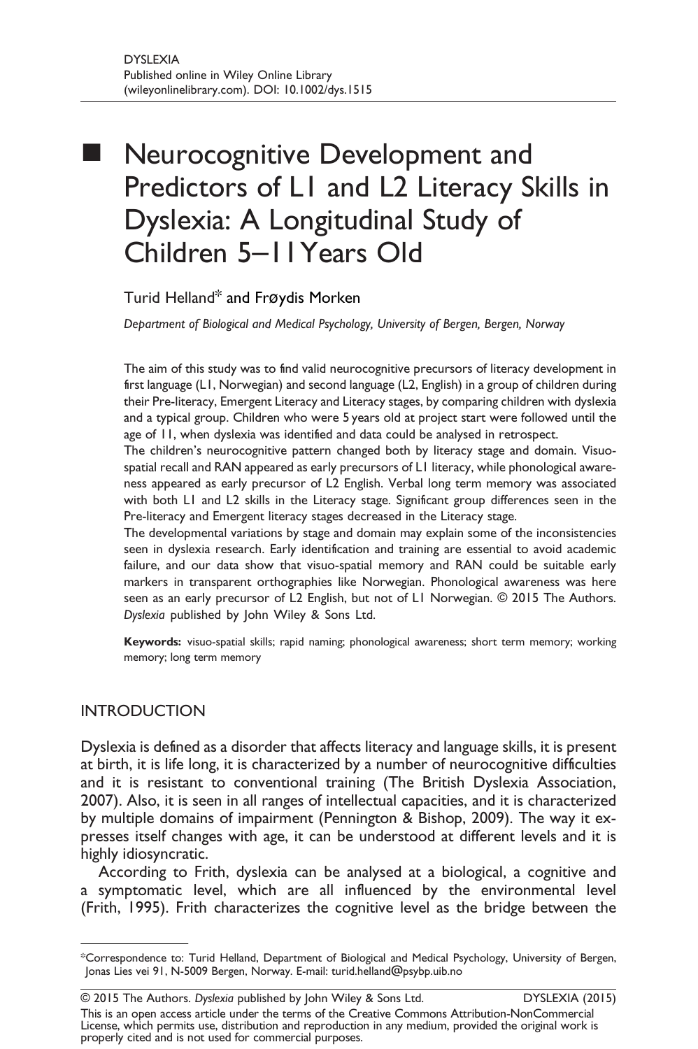# Neurocognitive Development and Predictors of L1 and L2 Literacy Skills in Dyslexia: A Longitudinal Study of Children 5–11 Years Old

Turid Helland* and Frøydis Morken

*Department of Biological and Medical Psychology, University of Bergen, Bergen, Norway*

The aim of this study was to find valid neurocognitive precursors of literacy development in first language (L1, Norwegian) and second language (L2, English) in a group of children during their Pre-literacy, Emergent Literacy and Literacy stages, by comparing children with dyslexia and a typical group. Children who were 5 years old at project start were followed until the age of 11, when dyslexia was identified and data could be analysed in retrospect.

The children's neurocognitive pattern changed both by literacy stage and domain. Visuo-spatial recall and RAN appeared as early precursors of L1 literacy, while phonological awareness appeared as early precursor of L2 English. Verbal long term memory was associated with both L1 and L2 skills in the Literacy stage. Significant group differences seen in the Pre-literacy and Emergent literacy stages decreased in the Literacy stage.

The developmental variations by stage and domain may explain some of the inconsistencies seen in dyslexia research. Early identification and training are essential to avoid academic failure, and our data show that visuo-spatial memory and RAN could be suitable early markers in transparent orthographies like Norwegian. Phonological awareness was here seen as an early precursor of L2 English, but not of L1 Norwegian. © 2015 The Authors. *Dyslexia* published by John Wiley & Sons Ltd.

**Keywords:** visuo-spatial skills; rapid naming; phonological awareness; short term memory; working memory; long term memory

## INTRODUCTION

Dyslexia is defined as a disorder that affects literacy and language skills, it is present at birth, it is life long, it is characterized by a number of neurocognitive difficulties and it is resistant to conventional training (The British Dyslexia Association, 2007). Also, it is seen in all ranges of intellectual capacities, and it is characterized by multiple domains of impairment (Pennington & Bishop, 2009). The way it expresses itself changes with age, it can be understood at different levels and it is highly idiosyncratic.

According to Frith, dyslexia can be analysed at a biological, a cognitive and a symptomatic level, which are all influenced by the environmental level (Frith, 1995). Frith characterizes the cognitive level as the bridge between the

---

*Correspondence to: Turid Helland, Department of Biological and Medical Psychology, University of Bergen, Jonas Lies vei 91, N-5009 Bergen, Norway. E-mail: turid.helland@psybp.uib.no

© 2015 The Authors. *Dyslexia* published by John Wiley & Sons Ltd.

This is an open access article under the terms of the Creative Commons Attribution-NonCommercial License, which permits use, distribution and reproduction in any medium, provided the original work is properly cited and is not used for commercial purposes.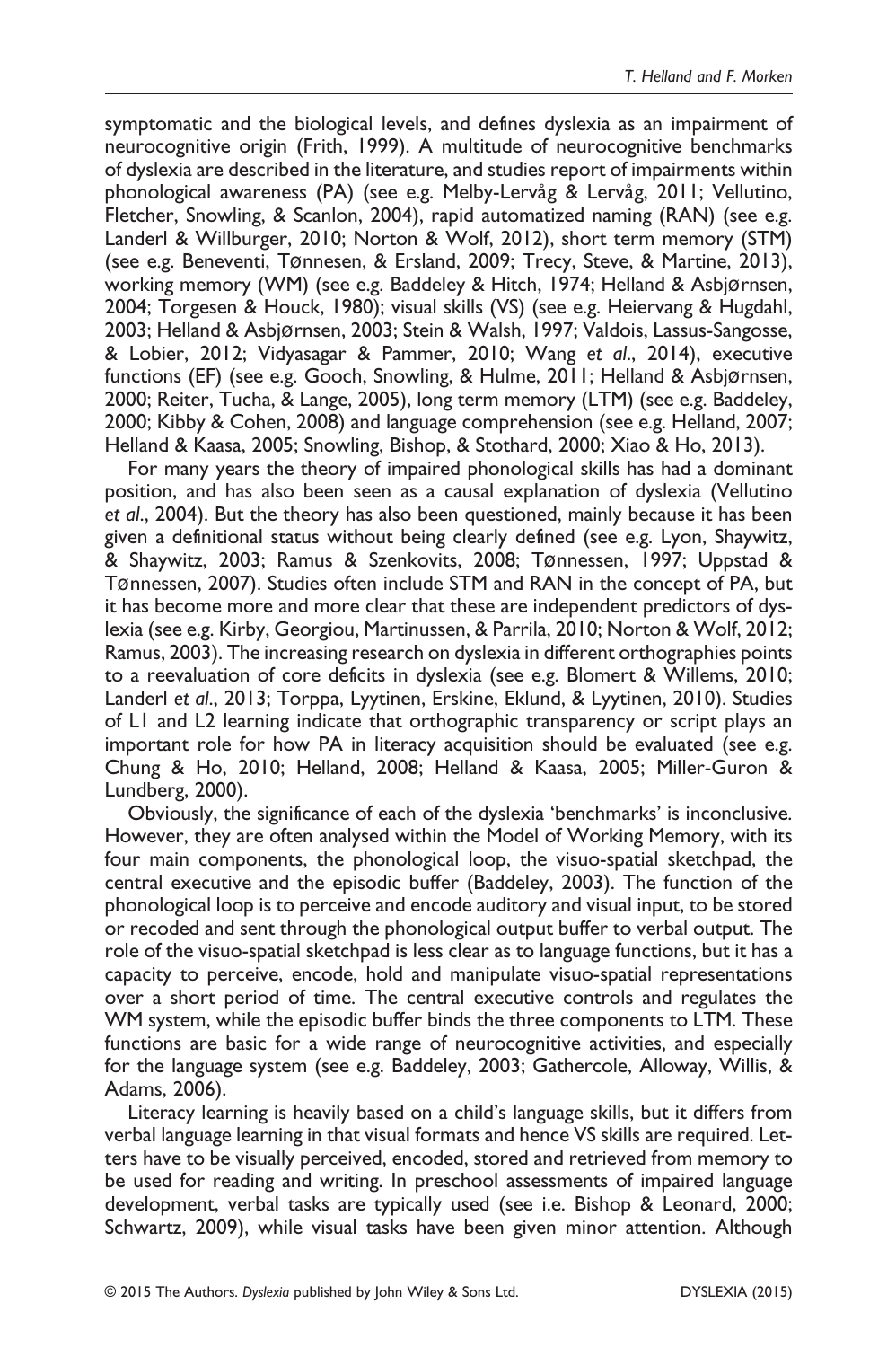symptomatic and the biological levels, and defines dyslexia as an impairment of neurocognitive origin (Frith, 1999). A multitude of neurocognitive benchmarks of dyslexia are described in the literature, and studies report of impairments within phonological awareness (PA) (see e.g. Melby-Lervåg & Lervåg, 2011; Vellutino, Fletcher, Snowling, & Scanlon, 2004), rapid automatized naming (RAN) (see e.g. Landerl & Willburger, 2010; Norton & Wolf, 2012), short term memory (STM) (see e.g. Beneventi, Tønnesen, & Ersland, 2009; Trecy, Steve, & Martine, 2013), working memory (WM) (see e.g. Baddeley & Hitch, 1974; Helland & Asbjørnsen, 2004; Torgesen & Houck, 1980); visual skills (VS) (see e.g. Heiervang & Hugdahl, 2003; Helland & Asbjørnsen, 2003; Stein & Walsh, 1997; Valdois, Lassus-Sangosse, & Lobier, 2012; Vidyasagar & Pammer, 2010; Wang *et al*., 2014), executive functions (EF) (see e.g. Gooch, Snowling, & Hulme, 2011; Helland & Asbjørnsen, 2000; Reiter, Tucha, & Lange, 2005), long term memory (LTM) (see e.g. Baddeley, 2000; Kibby & Cohen, 2008) and language comprehension (see e.g. Helland, 2007; Helland & Kaasa, 2005; Snowling, Bishop, & Stothard, 2000; Xiao & Ho, 2013).

For many years the theory of impaired phonological skills has had a dominant position, and has also been seen as a causal explanation of dyslexia (Vellutino *et al*., 2004). But the theory has also been questioned, mainly because it has been given a definitional status without being clearly defined (see e.g. Lyon, Shaywitz, & Shaywitz, 2003; Ramus & Szenkovits, 2008; Tønnessen, 1997; Uppstad & Tønnessen, 2007). Studies often include STM and RAN in the concept of PA, but it has become more and more clear that these are independent predictors of dyslexia (see e.g. Kirby, Georgiou, Martinussen, & Parrila, 2010; Norton & Wolf, 2012; Ramus, 2003). The increasing research on dyslexia in different orthographies points to a reevaluation of core deficits in dyslexia (see e.g. Blomert & Willems, 2010; Landerl *et al*., 2013; Torppa, Lyytinen, Erskine, Eklund, & Lyytinen, 2010). Studies of L1 and L2 learning indicate that orthographic transparency or script plays an important role for how PA in literacy acquisition should be evaluated (see e.g. Chung & Ho, 2010; Helland, 2008; Helland & Kaasa, 2005; Miller-Guron & Lundberg, 2000).

Obviously, the significance of each of the dyslexia 'benchmarks' is inconclusive. However, they are often analysed within the Model of Working Memory, with its four main components, the phonological loop, the visuo-spatial sketchpad, the central executive and the episodic buffer (Baddeley, 2003). The function of the phonological loop is to perceive and encode auditory and visual input, to be stored or recoded and sent through the phonological output buffer to verbal output. The role of the visuo-spatial sketchpad is less clear as to language functions, but it has a capacity to perceive, encode, hold and manipulate visuo-spatial representations over a short period of time. The central executive controls and regulates the WM system, while the episodic buffer binds the three components to LTM. These functions are basic for a wide range of neurocognitive activities, and especially for the language system (see e.g. Baddeley, 2003; Gathercole, Alloway, Willis, & Adams, 2006).

Literacy learning is heavily based on a child's language skills, but it differs from verbal language learning in that visual formats and hence VS skills are required. Letters have to be visually perceived, encoded, stored and retrieved from memory to be used for reading and writing. In preschool assessments of impaired language development, verbal tasks are typically used (see i.e. Bishop & Leonard, 2000; Schwartz, 2009), while visual tasks have been given minor attention. Although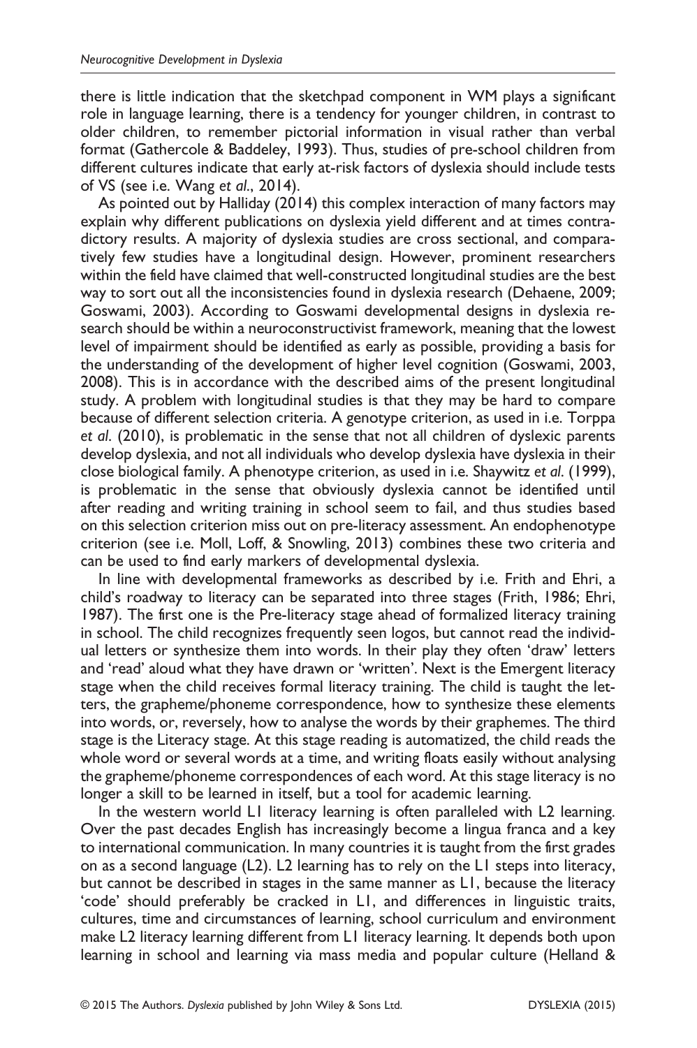there is little indication that the sketchpad component in WM plays a significant role in language learning, there is a tendency for younger children, in contrast to older children, to remember pictorial information in visual rather than verbal format (Gathercole & Baddeley, 1993). Thus, studies of pre-school children from different cultures indicate that early at-risk factors of dyslexia should include tests of VS (see i.e. Wang *et al*., 2014).

As pointed out by Halliday (2014) this complex interaction of many factors may explain why different publications on dyslexia yield different and at times contradictory results. A majority of dyslexia studies are cross sectional, and comparatively few studies have a longitudinal design. However, prominent researchers within the field have claimed that well-constructed longitudinal studies are the best way to sort out all the inconsistencies found in dyslexia research (Dehaene, 2009; Goswami, 2003). According to Goswami developmental designs in dyslexia research should be within a neuroconstructivist framework, meaning that the lowest level of impairment should be identified as early as possible, providing a basis for the understanding of the development of higher level cognition (Goswami, 2003, 2008). This is in accordance with the described aims of the present longitudinal study. A problem with longitudinal studies is that they may be hard to compare because of different selection criteria. A genotype criterion, as used in i.e. Torppa *et al*. (2010), is problematic in the sense that not all children of dyslexic parents develop dyslexia, and not all individuals who develop dyslexia have dyslexia in their close biological family. A phenotype criterion, as used in i.e. Shaywitz *et al*. (1999), is problematic in the sense that obviously dyslexia cannot be identified until after reading and writing training in school seem to fail, and thus studies based on this selection criterion miss out on pre-literacy assessment. An endophenotype criterion (see i.e. Moll, Loff, & Snowling, 2013) combines these two criteria and can be used to find early markers of developmental dyslexia.

In line with developmental frameworks as described by i.e. Frith and Ehri, a child's roadway to literacy can be separated into three stages (Frith, 1986; Ehri, 1987). The first one is the Pre-literacy stage ahead of formalized literacy training in school. The child recognizes frequently seen logos, but cannot read the individual letters or synthesize them into words. In their play they often 'draw' letters and 'read' aloud what they have drawn or 'written'. Next is the Emergent literacy stage when the child receives formal literacy training. The child is taught the letters, the grapheme/phoneme correspondence, how to synthesize these elements into words, or, reversely, how to analyse the words by their graphemes. The third stage is the Literacy stage. At this stage reading is automatized, the child reads the whole word or several words at a time, and writing floats easily without analysing the grapheme/phoneme correspondences of each word. At this stage literacy is no longer a skill to be learned in itself, but a tool for academic learning.

In the western world L1 literacy learning is often paralleled with L2 learning. Over the past decades English has increasingly become a lingua franca and a key to international communication. In many countries it is taught from the first grades on as a second language (L2). L2 learning has to rely on the L1 steps into literacy, but cannot be described in stages in the same manner as L1, because the literacy 'code' should preferably be cracked in L1, and differences in linguistic traits, cultures, time and circumstances of learning, school curriculum and environment make L2 literacy learning different from L1 literacy learning. It depends both upon learning in school and learning via mass media and popular culture (Helland &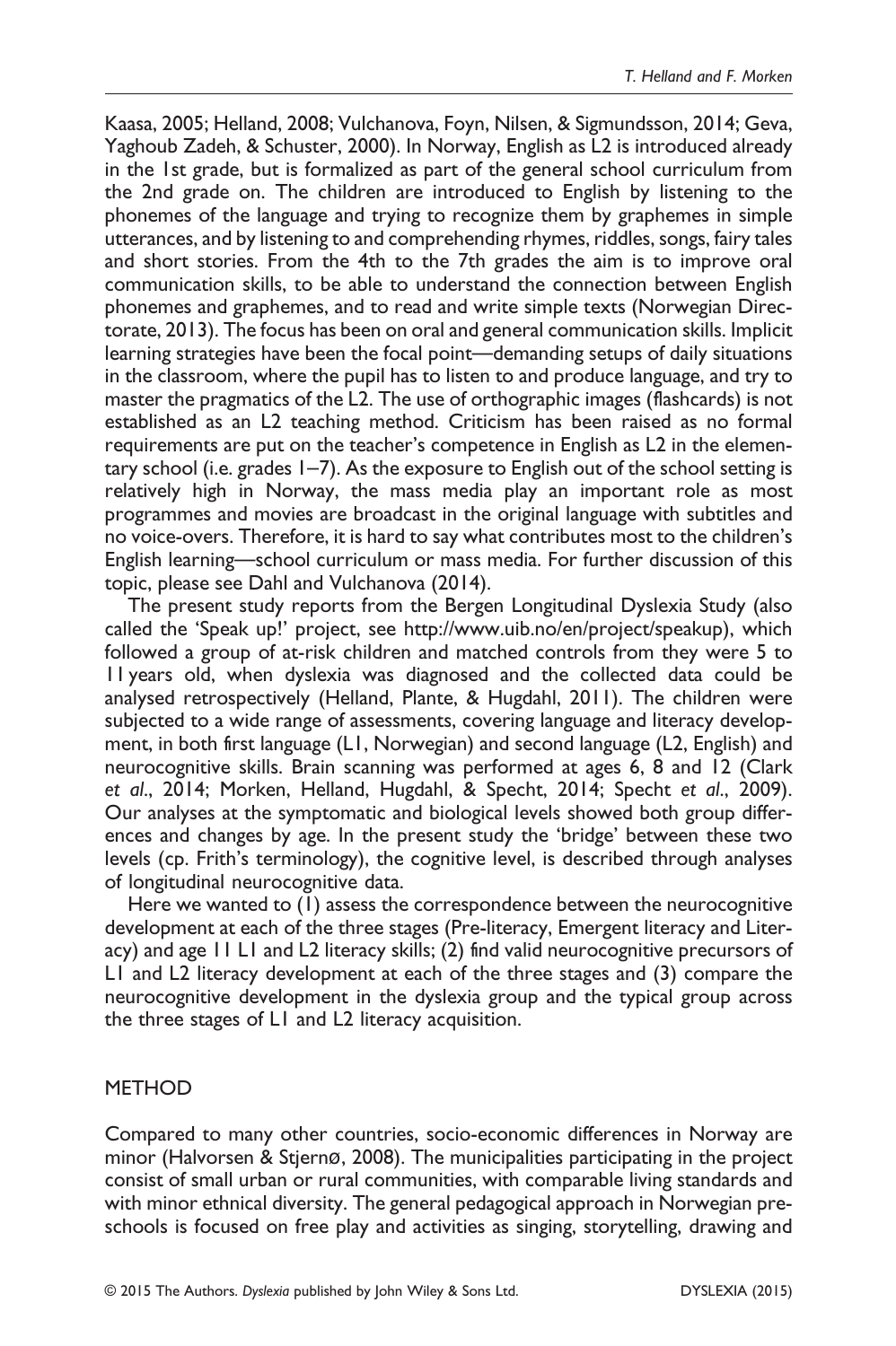Kaasa, 2005; Helland, 2008; Vulchanova, Foyn, Nilsen, & Sigmundsson, 2014; Geva, Yaghoub Zadeh, & Schuster, 2000). In Norway, English as L2 is introduced already in the 1st grade, but is formalized as part of the general school curriculum from the 2nd grade on. The children are introduced to English by listening to the phonemes of the language and trying to recognize them by graphemes in simple utterances, and by listening to and comprehending rhymes, riddles, songs, fairy tales and short stories. From the 4th to the 7th grades the aim is to improve oral communication skills, to be able to understand the connection between English phonemes and graphemes, and to read and write simple texts (Norwegian Directorate, 2013). The focus has been on oral and general communication skills. Implicit learning strategies have been the focal point—demanding setups of daily situations in the classroom, where the pupil has to listen to and produce language, and try to master the pragmatics of the L2. The use of orthographic images (flashcards) is not established as an L2 teaching method. Criticism has been raised as no formal requirements are put on the teacher's competence in English as L2 in the elementary school (i.e. grades 1–7). As the exposure to English out of the school setting is relatively high in Norway, the mass media play an important role as most programmes and movies are broadcast in the original language with subtitles and no voice-overs. Therefore, it is hard to say what contributes most to the children's English learning—school curriculum or mass media. For further discussion of this topic, please see Dahl and Vulchanova (2014).

The present study reports from the Bergen Longitudinal Dyslexia Study (also called the 'Speak up!' project, see http://www.uib.no/en/project/speakup), which followed a group of at-risk children and matched controls from they were 5 to 11 years old, when dyslexia was diagnosed and the collected data could be analysed retrospectively (Helland, Plante, & Hugdahl, 2011). The children were subjected to a wide range of assessments, covering language and literacy development, in both first language (L1, Norwegian) and second language (L2, English) and neurocognitive skills. Brain scanning was performed at ages 6, 8 and 12 (Clark *et al*., 2014; Morken, Helland, Hugdahl, & Specht, 2014; Specht *et al*., 2009). Our analyses at the symptomatic and biological levels showed both group differences and changes by age. In the present study the 'bridge' between these two levels (cp. Frith's terminology), the cognitive level, is described through analyses of longitudinal neurocognitive data.

Here we wanted to (1) assess the correspondence between the neurocognitive development at each of the three stages (Pre-literacy, Emergent literacy and Literacy) and age 11 L1 and L2 literacy skills; (2) find valid neurocognitive precursors of L1 and L2 literacy development at each of the three stages and (3) compare the neurocognitive development in the dyslexia group and the typical group across the three stages of L1 and L2 literacy acquisition.

## METHOD

Compared to many other countries, socio-economic differences in Norway are minor (Halvorsen & Stjernø, 2008). The municipalities participating in the project consist of small urban or rural communities, with comparable living standards and with minor ethnical diversity. The general pedagogical approach in Norwegian preschools is focused on free play and activities as singing, storytelling, drawing and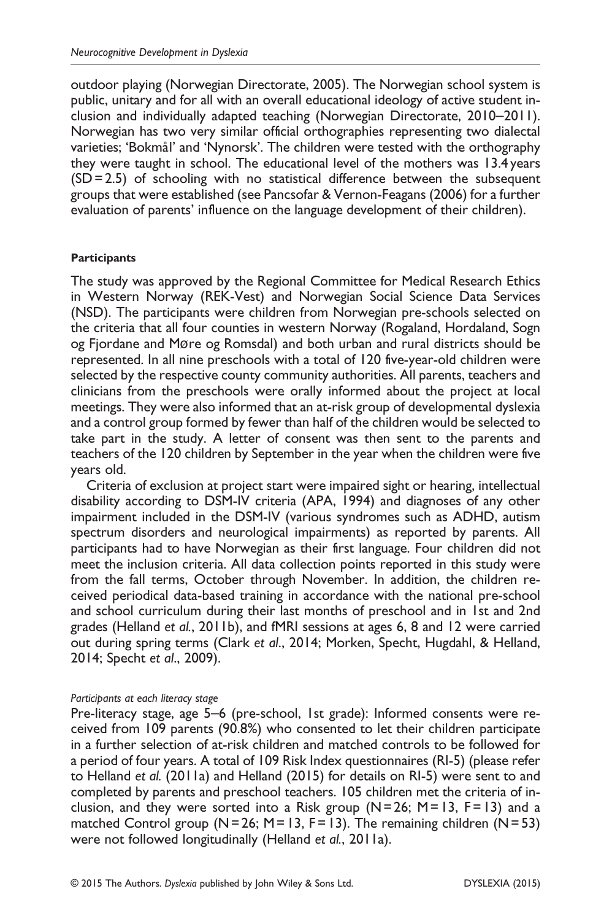outdoor playing (Norwegian Directorate, 2005). The Norwegian school system is public, unitary and for all with an overall educational ideology of active student inclusion and individually adapted teaching (Norwegian Directorate, 2010–2011). Norwegian has two very similar official orthographies representing two dialectal varieties; 'Bokmål' and 'Nynorsk'. The children were tested with the orthography they were taught in school. The educational level of the mothers was 13.4 years (SD = 2.5) of schooling with no statistical difference between the subsequent groups that were established (see Pancsofar & Vernon-Feagans (2006) for a further evaluation of parents' influence on the language development of their children).

#### Participants

The study was approved by the Regional Committee for Medical Research Ethics in Western Norway (REK-Vest) and Norwegian Social Science Data Services (NSD). The participants were children from Norwegian pre-schools selected on the criteria that all four counties in western Norway (Rogaland, Hordaland, Sogn og Fjordane and Møre og Romsdal) and both urban and rural districts should be represented. In all nine preschools with a total of 120 five-year-old children were selected by the respective county community authorities. All parents, teachers and clinicians from the preschools were orally informed about the project at local meetings. They were also informed that an at-risk group of developmental dyslexia and a control group formed by fewer than half of the children would be selected to take part in the study. A letter of consent was then sent to the parents and teachers of the 120 children by September in the year when the children were five years old.

Criteria of exclusion at project start were impaired sight or hearing, intellectual disability according to DSM-IV criteria (APA, 1994) and diagnoses of any other impairment included in the DSM-IV (various syndromes such as ADHD, autism spectrum disorders and neurological impairments) as reported by parents. All participants had to have Norwegian as their first language. Four children did not meet the inclusion criteria. All data collection points reported in this study were from the fall terms, October through November. In addition, the children received periodical data-based training in accordance with the national pre-school and school curriculum during their last months of preschool and in 1st and 2nd grades (Helland *et al.*, 2011b), and fMRI sessions at ages 6, 8 and 12 were carried out during spring terms (Clark *et al.*, 2014; Morken, Specht, Hugdahl, & Helland, 2014; Specht *et al.*, 2009).

##### *Participants at each literacy stage*

Pre-literacy stage, age 5–6 (pre-school, 1st grade): Informed consents were received from 109 parents (90.8%) who consented to let their children participate in a further selection of at-risk children and matched controls to be followed for a period of four years. A total of 109 Risk Index questionnaires (RI-5) (please refer to Helland *et al.* (2011a) and Helland (2015) for details on RI-5) were sent to and completed by parents and preschool teachers. 105 children met the criteria of inclusion, and they were sorted into a Risk group (N = 26; M = 13, F = 13) and a matched Control group (N = 26; M = 13, F = 13). The remaining children (N = 53) were not followed longitudinally (Helland *et al.*, 2011a).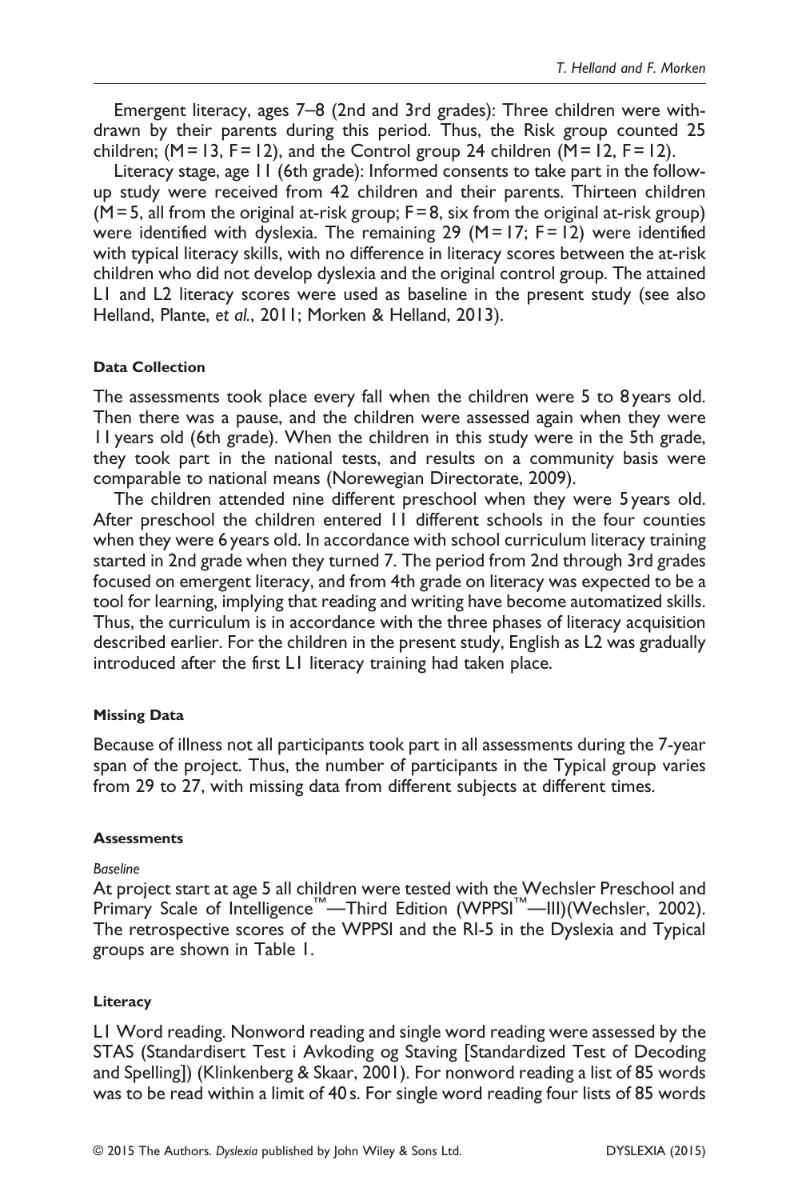Emergent literacy, ages 7–8 (2nd and 3rd grades): Three children were withdrawn by their parents during this period. Thus, the Risk group counted 25 children; (M = 13, F = 12), and the Control group 24 children (M = 12, F = 12).

Literacy stage, age 11 (6th grade): Informed consents to take part in the follow-up study were received from 42 children and their parents. Thirteen children (M = 5, all from the original at-risk group; F = 8, six from the original at-risk group) were identified with dyslexia. The remaining 29 (M = 17; F = 12) were identified with typical literacy skills, with no difference in literacy scores between the at-risk children who did not develop dyslexia and the original control group. The attained L1 and L2 literacy scores were used as baseline in the present study (see also Helland, Plante, *et al.*, 2011; Morken & Helland, 2013).

#### Data Collection

The assessments took place every fall when the children were 5 to 8 years old. Then there was a pause, and the children were assessed again when they were 11 years old (6th grade). When the children in this study were in the 5th grade, they took part in the national tests, and results on a community basis were comparable to national means (Norewegian Directorate, 2009).

The children attended nine different preschool when they were 5 years old. After preschool the children entered 11 different schools in the four counties when they were 6 years old. In accordance with school curriculum literacy training started in 2nd grade when they turned 7. The period from 2nd through 3rd grades focused on emergent literacy, and from 4th grade on literacy was expected to be a tool for learning, implying that reading and writing have become automatized skills. Thus, the curriculum is in accordance with the three phases of literacy acquisition described earlier. For the children in the present study, English as L2 was gradually introduced after the first L1 literacy training had taken place.

#### Missing Data

Because of illness not all participants took part in all assessments during the 7-year span of the project. Thus, the number of participants in the Typical group varies from 29 to 27, with missing data from different subjects at different times.

#### Assessments

*Baseline*

At project start at age 5 all children were tested with the Wechsler Preschool and Primary Scale of Intelligence™—Third Edition (WPPSI™—III)(Wechsler, 2002). The retrospective scores of the WPPSI and the RI-5 in the Dyslexia and Typical groups are shown in Table 1.

#### Literacy

L1 Word reading. Nonword reading and single word reading were assessed by the STAS (Standardisert Test i Avkoding og Staving [Standardized Test of Decoding and Spelling]) (Klinkenberg & Skaar, 2001). For nonword reading a list of 85 words was to be read within a limit of 40 s. For single word reading four lists of 85 words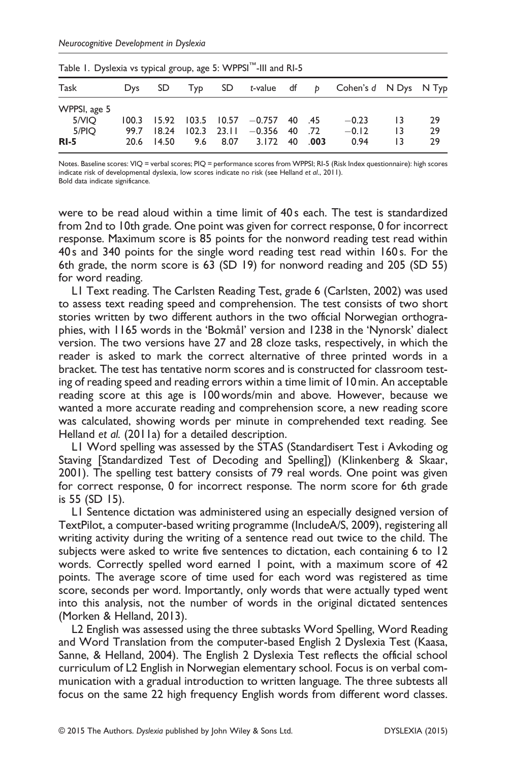Table 1. Dyslexia vs typical group, age 5: WPPSI™-III and RI-5

| Task | Dys | SD | Typ | SD | *t*-value | df | *p* | Cohen's *d* | N Dys | N Typ |
|---|---|---|---|---|---|---|---|---|---|---|
| WPPSI, age 5 | | | | | | | | | | |
| 5/VIQ | 100.3 | 15.92 | 103.5 | 10.57 | −0.757 | 40 | .45 | −0.23 | 13 | 29 |
| 5/PIQ | 99.7 | 18.24 | 102.3 | 23.11 | −0.356 | 40 | .72 | −0.12 | 13 | 29 |
| **RI-5** | 20.6 | 14.50 | 9.6 | 8.07 | 3.172 | 40 | **.003** | 0.94 | 13 | 29 |

Notes. Baseline scores: VIQ = verbal scores; PIQ = performance scores from WPPSI; RI-5 (Risk Index questionnaire): high scores indicate risk of developmental dyslexia, low scores indicate no risk (see Helland *et al*., 2011).
Bold data indicate significance.

were to be read aloud within a time limit of 40 s each. The test is standardized from 2nd to 10th grade. One point was given for correct response, 0 for incorrect response. Maximum score is 85 points for the nonword reading test read within 40 s and 340 points for the single word reading test read within 160 s. For the 6th grade, the norm score is 63 (SD 19) for nonword reading and 205 (SD 55) for word reading.

L1 Text reading. The Carlsten Reading Test, grade 6 (Carlsten, 2002) was used to assess text reading speed and comprehension. The test consists of two short stories written by two different authors in the two official Norwegian orthographies, with 1165 words in the 'Bokmål' version and 1238 in the 'Nynorsk' dialect version. The two versions have 27 and 28 cloze tasks, respectively, in which the reader is asked to mark the correct alternative of three printed words in a bracket. The test has tentative norm scores and is constructed for classroom testing of reading speed and reading errors within a time limit of 10 min. An acceptable reading score at this age is 100 words/min and above. However, because we wanted a more accurate reading and comprehension score, a new reading score was calculated, showing words per minute in comprehended text reading. See Helland *et al.* (2011a) for a detailed description.

L1 Word spelling was assessed by the STAS (Standardisert Test i Avkoding og Staving [Standardized Test of Decoding and Spelling]) (Klinkenberg & Skaar, 2001). The spelling test battery consists of 79 real words. One point was given for correct response, 0 for incorrect response. The norm score for 6th grade is 55 (SD 15).

L1 Sentence dictation was administered using an especially designed version of TextPilot, a computer-based writing programme (IncludeA/S, 2009), registering all writing activity during the writing of a sentence read out twice to the child. The subjects were asked to write five sentences to dictation, each containing 6 to 12 words. Correctly spelled word earned 1 point, with a maximum score of 42 points. The average score of time used for each word was registered as time score, seconds per word. Importantly, only words that were actually typed went into this analysis, not the number of words in the original dictated sentences (Morken & Helland, 2013).

L2 English was assessed using the three subtasks Word Spelling, Word Reading and Word Translation from the computer-based English 2 Dyslexia Test (Kaasa, Sanne, & Helland, 2004). The English 2 Dyslexia Test reflects the official school curriculum of L2 English in Norwegian elementary school. Focus is on verbal communication with a gradual introduction to written language. The three subtests all focus on the same 22 high frequency English words from different word classes.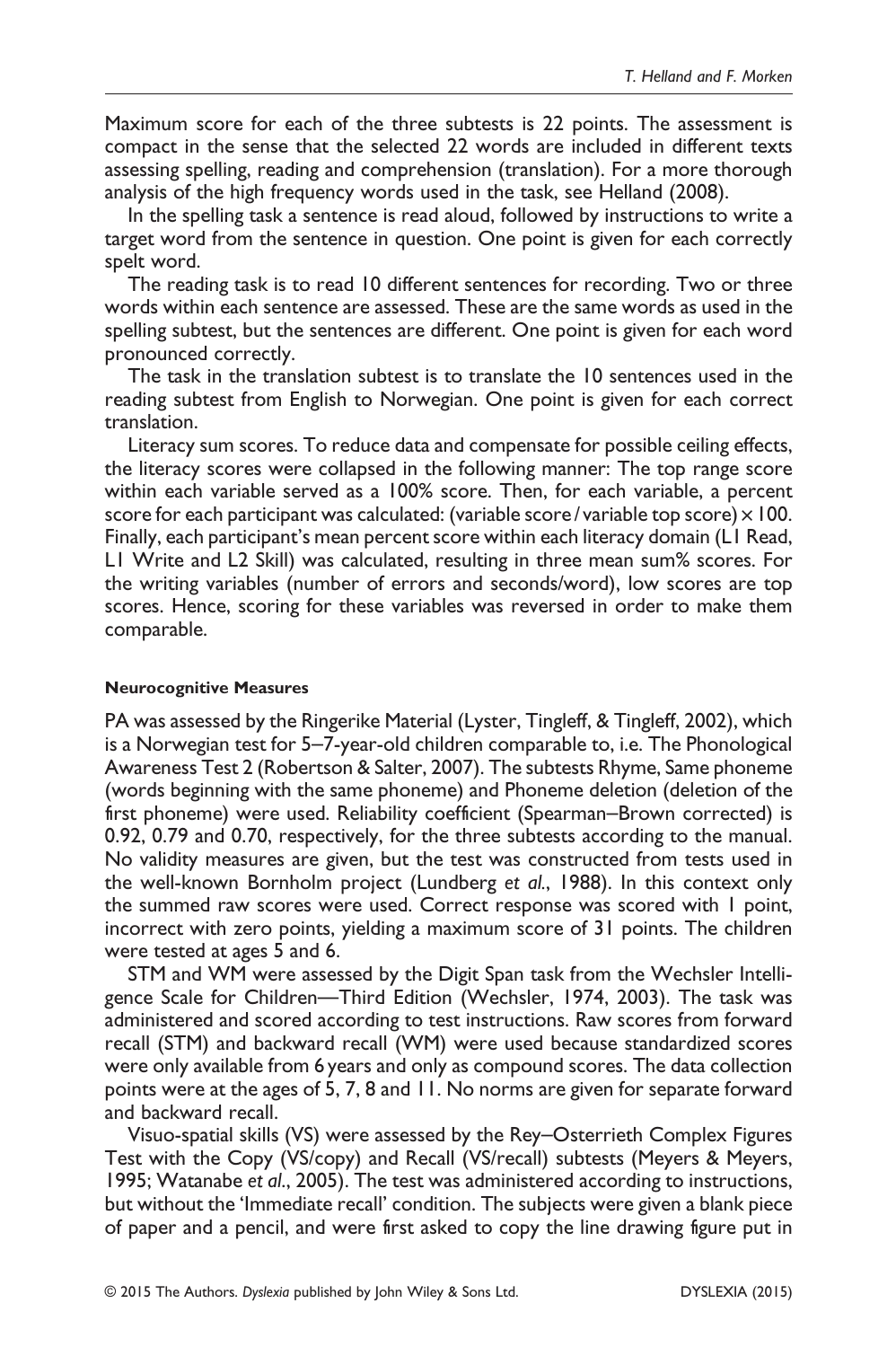Maximum score for each of the three subtests is 22 points. The assessment is compact in the sense that the selected 22 words are included in different texts assessing spelling, reading and comprehension (translation). For a more thorough analysis of the high frequency words used in the task, see Helland (2008).

In the spelling task a sentence is read aloud, followed by instructions to write a target word from the sentence in question. One point is given for each correctly spelt word.

The reading task is to read 10 different sentences for recording. Two or three words within each sentence are assessed. These are the same words as used in the spelling subtest, but the sentences are different. One point is given for each word pronounced correctly.

The task in the translation subtest is to translate the 10 sentences used in the reading subtest from English to Norwegian. One point is given for each correct translation.

Literacy sum scores. To reduce data and compensate for possible ceiling effects, the literacy scores were collapsed in the following manner: The top range score within each variable served as a 100% score. Then, for each variable, a percent score for each participant was calculated: (variable score / variable top score) × 100. Finally, each participant's mean percent score within each literacy domain (L1 Read, L1 Write and L2 Skill) was calculated, resulting in three mean sum% scores. For the writing variables (number of errors and seconds/word), low scores are top scores. Hence, scoring for these variables was reversed in order to make them comparable.

#### Neurocognitive Measures

PA was assessed by the Ringerike Material (Lyster, Tingleff, & Tingleff, 2002), which is a Norwegian test for 5–7-year-old children comparable to, i.e. The Phonological Awareness Test 2 (Robertson & Salter, 2007). The subtests Rhyme, Same phoneme (words beginning with the same phoneme) and Phoneme deletion (deletion of the first phoneme) were used. Reliability coefficient (Spearman–Brown corrected) is 0.92, 0.79 and 0.70, respectively, for the three subtests according to the manual. No validity measures are given, but the test was constructed from tests used in the well-known Bornholm project (Lundberg *et al.*, 1988). In this context only the summed raw scores were used. Correct response was scored with 1 point, incorrect with zero points, yielding a maximum score of 31 points. The children were tested at ages 5 and 6.

STM and WM were assessed by the Digit Span task from the Wechsler Intelligence Scale for Children—Third Edition (Wechsler, 1974, 2003). The task was administered and scored according to test instructions. Raw scores from forward recall (STM) and backward recall (WM) were used because standardized scores were only available from 6 years and only as compound scores. The data collection points were at the ages of 5, 7, 8 and 11. No norms are given for separate forward and backward recall.

Visuo-spatial skills (VS) were assessed by the Rey–Osterrieth Complex Figures Test with the Copy (VS/copy) and Recall (VS/recall) subtests (Meyers & Meyers, 1995; Watanabe *et al.*, 2005). The test was administered according to instructions, but without the 'Immediate recall' condition. The subjects were given a blank piece of paper and a pencil, and were first asked to copy the line drawing figure put in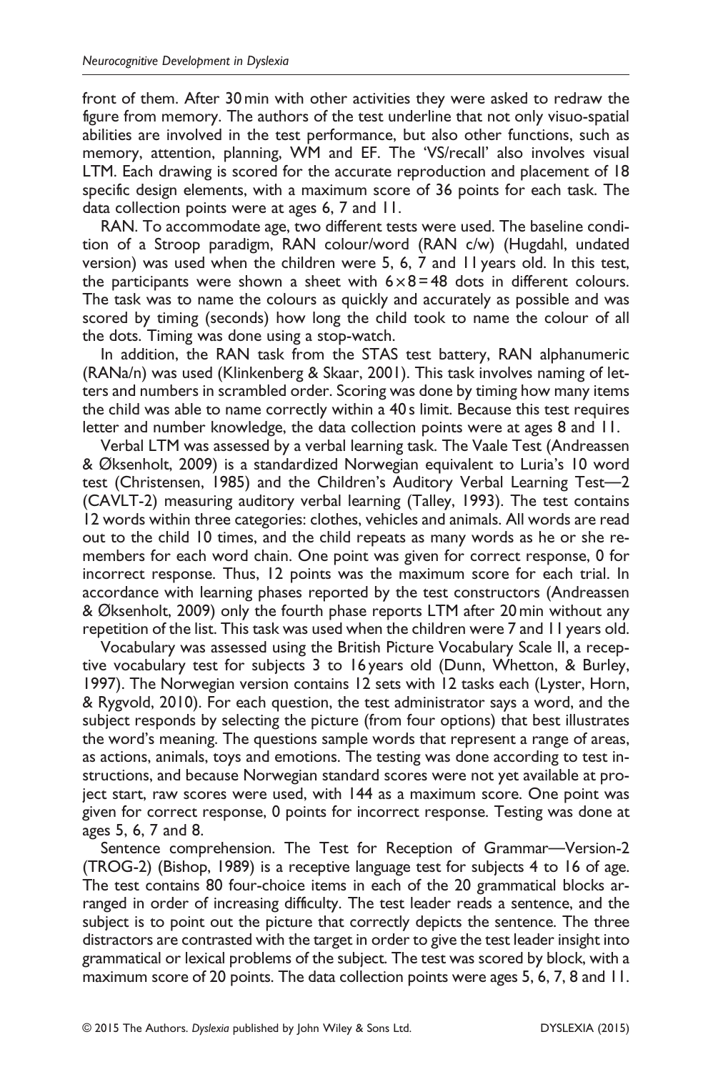front of them. After 30 min with other activities they were asked to redraw the figure from memory. The authors of the test underline that not only visuo-spatial abilities are involved in the test performance, but also other functions, such as memory, attention, planning, WM and EF. The 'VS/recall' also involves visual LTM. Each drawing is scored for the accurate reproduction and placement of 18 specific design elements, with a maximum score of 36 points for each task. The data collection points were at ages 6, 7 and 11.

RAN. To accommodate age, two different tests were used. The baseline condition of a Stroop paradigm, RAN colour/word (RAN c/w) (Hugdahl, undated version) was used when the children were 5, 6, 7 and 11 years old. In this test, the participants were shown a sheet with $6 \times 8 = 48$ dots in different colours. The task was to name the colours as quickly and accurately as possible and was scored by timing (seconds) how long the child took to name the colour of all the dots. Timing was done using a stop-watch.

In addition, the RAN task from the STAS test battery, RAN alphanumeric (RANa/n) was used (Klinkenberg & Skaar, 2001). This task involves naming of letters and numbers in scrambled order. Scoring was done by timing how many items the child was able to name correctly within a 40 s limit. Because this test requires letter and number knowledge, the data collection points were at ages 8 and 11.

Verbal LTM was assessed by a verbal learning task. The Vaale Test (Andreassen & Øksenholt, 2009) is a standardized Norwegian equivalent to Luria's 10 word test (Christensen, 1985) and the Children's Auditory Verbal Learning Test—2 (CAVLT-2) measuring auditory verbal learning (Talley, 1993). The test contains 12 words within three categories: clothes, vehicles and animals. All words are read out to the child 10 times, and the child repeats as many words as he or she remembers for each word chain. One point was given for correct response, 0 for incorrect response. Thus, 12 points was the maximum score for each trial. In accordance with learning phases reported by the test constructors (Andreassen & Øksenholt, 2009) only the fourth phase reports LTM after 20 min without any repetition of the list. This task was used when the children were 7 and 11 years old.

Vocabulary was assessed using the British Picture Vocabulary Scale II, a receptive vocabulary test for subjects 3 to 16 years old (Dunn, Whetton, & Burley, 1997). The Norwegian version contains 12 sets with 12 tasks each (Lyster, Horn, & Rygvold, 2010). For each question, the test administrator says a word, and the subject responds by selecting the picture (from four options) that best illustrates the word's meaning. The questions sample words that represent a range of areas, as actions, animals, toys and emotions. The testing was done according to test instructions, and because Norwegian standard scores were not yet available at project start, raw scores were used, with 144 as a maximum score. One point was given for correct response, 0 points for incorrect response. Testing was done at ages 5, 6, 7 and 8.

Sentence comprehension. The Test for Reception of Grammar—Version-2 (TROG-2) (Bishop, 1989) is a receptive language test for subjects 4 to 16 of age. The test contains 80 four-choice items in each of the 20 grammatical blocks arranged in order of increasing difficulty. The test leader reads a sentence, and the subject is to point out the picture that correctly depicts the sentence. The three distractors are contrasted with the target in order to give the test leader insight into grammatical or lexical problems of the subject. The test was scored by block, with a maximum score of 20 points. The data collection points were ages 5, 6, 7, 8 and 11.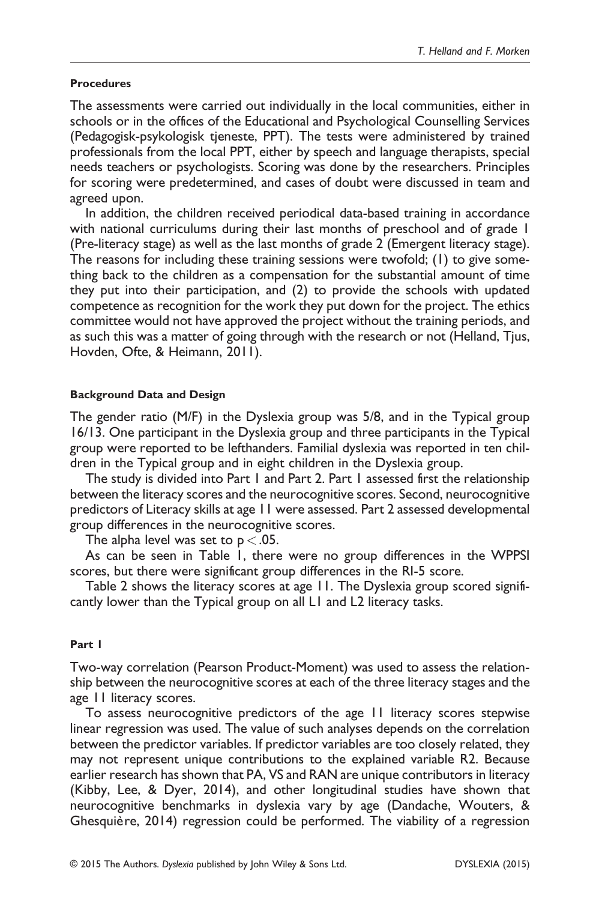#### Procedures

The assessments were carried out individually in the local communities, either in schools or in the offices of the Educational and Psychological Counselling Services (Pedagogisk-psykologisk tjeneste, PPT). The tests were administered by trained professionals from the local PPT, either by speech and language therapists, special needs teachers or psychologists. Scoring was done by the researchers. Principles for scoring were predetermined, and cases of doubt were discussed in team and agreed upon.

In addition, the children received periodical data-based training in accordance with national curriculums during their last months of preschool and of grade 1 (Pre-literacy stage) as well as the last months of grade 2 (Emergent literacy stage). The reasons for including these training sessions were twofold; (1) to give something back to the children as a compensation for the substantial amount of time they put into their participation, and (2) to provide the schools with updated competence as recognition for the work they put down for the project. The ethics committee would not have approved the project without the training periods, and as such this was a matter of going through with the research or not (Helland, Tjus, Hovden, Ofte, & Heimann, 2011).

#### Background Data and Design

The gender ratio (M/F) in the Dyslexia group was 5/8, and in the Typical group 16/13. One participant in the Dyslexia group and three participants in the Typical group were reported to be lefthanders. Familial dyslexia was reported in ten children in the Typical group and in eight children in the Dyslexia group.

The study is divided into Part 1 and Part 2. Part 1 assessed first the relationship between the literacy scores and the neurocognitive scores. Second, neurocognitive predictors of Literacy skills at age 11 were assessed. Part 2 assessed developmental group differences in the neurocognitive scores.

The alpha level was set to $p < .05$.

As can be seen in Table 1, there were no group differences in the WPPSI scores, but there were significant group differences in the RI-5 score.

Table 2 shows the literacy scores at age 11. The Dyslexia group scored significantly lower than the Typical group on all L1 and L2 literacy tasks.

#### Part 1

Two-way correlation (Pearson Product-Moment) was used to assess the relationship between the neurocognitive scores at each of the three literacy stages and the age 11 literacy scores.

To assess neurocognitive predictors of the age 11 literacy scores stepwise linear regression was used. The value of such analyses depends on the correlation between the predictor variables. If predictor variables are too closely related, they may not represent unique contributions to the explained variable $R2$. Because earlier research has shown that PA, VS and RAN are unique contributors in literacy (Kibby, Lee, & Dyer, 2014), and other longitudinal studies have shown that neurocognitive benchmarks in dyslexia vary by age (Dandache, Wouters, & Ghesquière, 2014) regression could be performed. The viability of a regression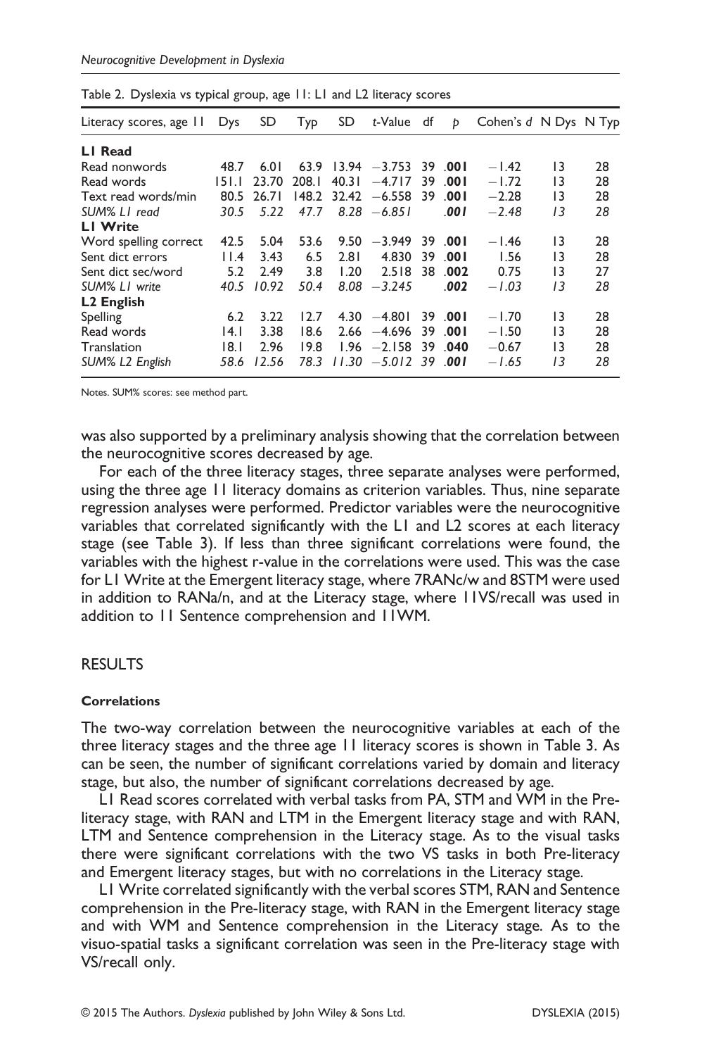Table 2. Dyslexia vs typical group, age 11: L1 and L2 literacy scores

| Literacy scores, age 11 | Dys | SD | Typ | SD | *t*-Value | df | *p* | Cohen's *d* | N Dys | N Typ |
|---|---|---|---|---|---|---|---|---|---|---|
| **L1 Read** | | | | | | | | | | |
| Read nonwords | 48.7 | 6.01 | 63.9 | 13.94 | −3.753 | 39 | **.001** | −1.42 | 13 | 28 |
| Read words | 151.1 | 23.70 | 208.1 | 40.31 | −4.717 | 39 | **.001** | −1.72 | 13 | 28 |
| Text read words/min | 80.5 | 26.71 | 148.2 | 32.42 | −6.558 | 39 | **.001** | −2.28 | 13 | 28 |
| *SUM% L1 read* | *30.5* | *5.22* | *47.7* | *8.28* | *−6.851* | | ***.001*** | *−2.48* | *13* | *28* |
| **L1 Write** | | | | | | | | | | |
| Word spelling correct | 42.5 | 5.04 | 53.6 | 9.50 | −3.949 | 39 | **.001** | −1.46 | 13 | 28 |
| Sent dict errors | 11.4 | 3.43 | 6.5 | 2.81 | 4.830 | 39 | **.001** | 1.56 | 13 | 28 |
| Sent dict sec/word | 5.2 | 2.49 | 3.8 | 1.20 | 2.518 | 38 | **.002** | 0.75 | 13 | 27 |
| *SUM% L1 write* | *40.5* | *10.92* | *50.4* | *8.08* | *−3.245* | | ***.002*** | *−1.03* | *13* | *28* |
| **L2 English** | | | | | | | | | | |
| Spelling | 6.2 | 3.22 | 12.7 | 4.30 | −4.801 | 39 | **.001** | −1.70 | 13 | 28 |
| Read words | 14.1 | 3.38 | 18.6 | 2.66 | −4.696 | 39 | **.001** | −1.50 | 13 | 28 |
| Translation | 18.1 | 2.96 | 19.8 | 1.96 | −2.158 | 39 | **.040** | −0.67 | 13 | 28 |
| *SUM% L2 English* | *58.6* | *12.56* | *78.3* | *11.30* | *−5.012* | *39* | ***.001*** | *−1.65* | *13* | *28* |

Notes. SUM% scores: see method part.

was also supported by a preliminary analysis showing that the correlation between the neurocognitive scores decreased by age.

For each of the three literacy stages, three separate analyses were performed, using the three age 11 literacy domains as criterion variables. Thus, nine separate regression analyses were performed. Predictor variables were the neurocognitive variables that correlated significantly with the L1 and L2 scores at each literacy stage (see Table 3). If less than three significant correlations were found, the variables with the highest r-value in the correlations were used. This was the case for L1 Write at the Emergent literacy stage, where 7RANc/w and 8STM were used in addition to RANa/n, and at the Literacy stage, where 11VS/recall was used in addition to 11 Sentence comprehension and 11WM.

## RESULTS

### Correlations

The two-way correlation between the neurocognitive variables at each of the three literacy stages and the three age 11 literacy scores is shown in Table 3. As can be seen, the number of significant correlations varied by domain and literacy stage, but also, the number of significant correlations decreased by age.

L1 Read scores correlated with verbal tasks from PA, STM and WM in the Pre-literacy stage, with RAN and LTM in the Emergent literacy stage and with RAN, LTM and Sentence comprehension in the Literacy stage. As to the visual tasks there were significant correlations with the two VS tasks in both Pre-literacy and Emergent literacy stages, but with no correlations in the Literacy stage.

L1 Write correlated significantly with the verbal scores STM, RAN and Sentence comprehension in the Pre-literacy stage, with RAN in the Emergent literacy stage and with WM and Sentence comprehension in the Literacy stage. As to the visuo-spatial tasks a significant correlation was seen in the Pre-literacy stage with VS/recall only.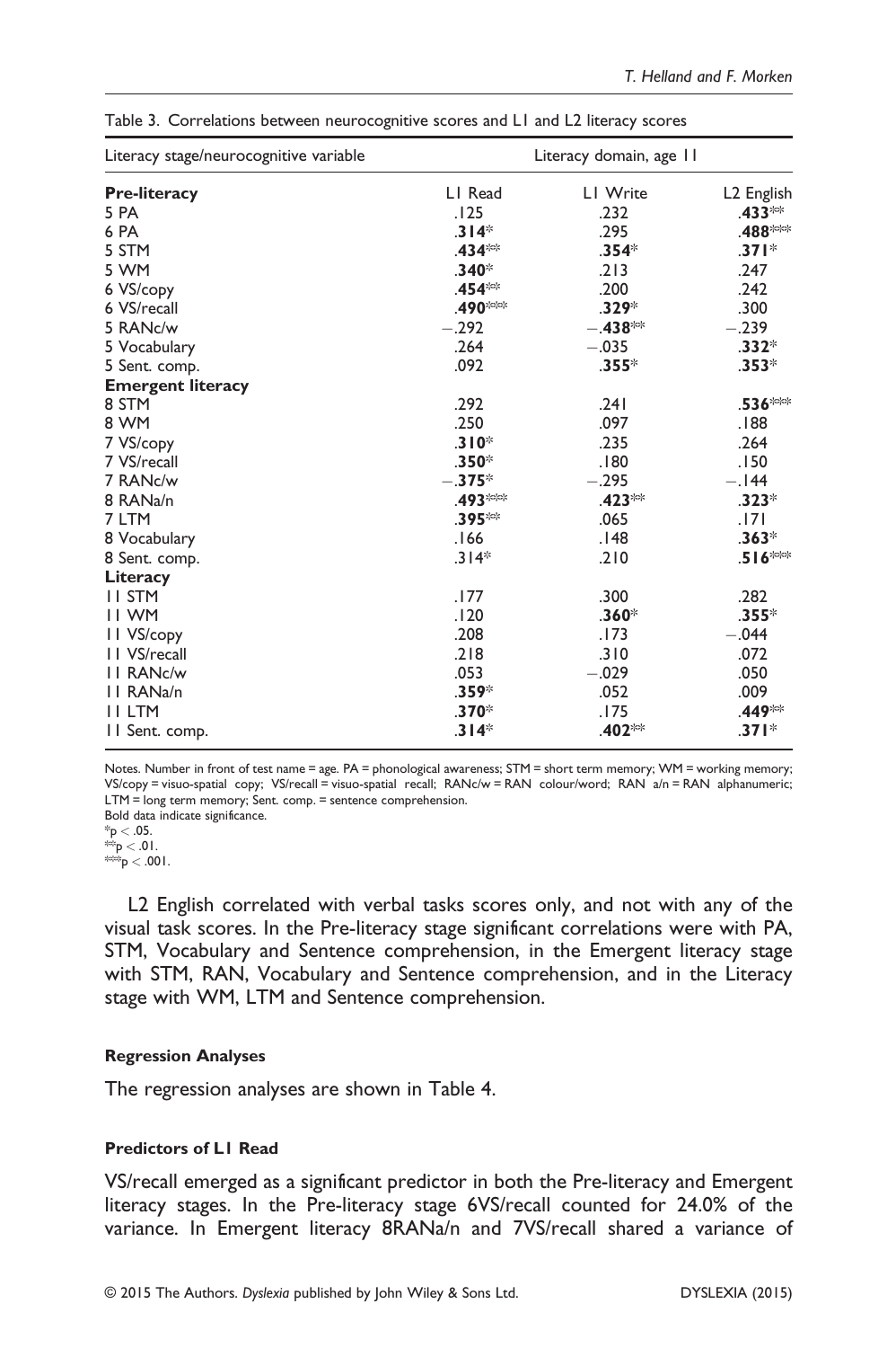Table 3. Correlations between neurocognitive scores and L1 and L2 literacy scores

| Literacy stage/neurocognitive variable | Literacy domain, age 11 | | |
|---|---|---|---|
| **Pre-literacy** | L1 Read | L1 Write | L2 English |
| 5 PA | .125 | .232 | **.433**** |
| 6 PA | **.314*** | .295 | **.488***** |
| 5 STM | **.434**** | **.354*** | **.371*** |
| 5 WM | **.340*** | .213 | .247 |
| 6 VS/copy | **.454**** | .200 | .242 |
| 6 VS/recall | **.490***** | **.329*** | .300 |
| 5 RANc/w | −.292 | **−.438**** | −.239 |
| 5 Vocabulary | .264 | −.035 | **.332*** |
| 5 Sent. comp. | .092 | **.355*** | **.353*** |
| **Emergent literacy** | | | |
| 8 STM | .292 | .241 | **.536***** |
| 8 WM | .250 | .097 | .188 |
| 7 VS/copy | **.310*** | .235 | .264 |
| 7 VS/recall | **.350*** | .180 | .150 |
| 7 RANc/w | **−.375*** | −.295 | −.144 |
| 8 RANa/n | **.493***** | **.423**** | **.323*** |
| 7 LTM | **.395**** | .065 | .171 |
| 8 Vocabulary | .166 | .148 | **.363*** |
| 8 Sent. comp. | .314* | .210 | **.516***** |
| **Literacy** | | | |
| 11 STM | .177 | .300 | .282 |
| 11 WM | .120 | **.360*** | **.355*** |
| 11 VS/copy | .208 | .173 | −.044 |
| 11 VS/recall | .218 | .310 | .072 |
| 11 RANc/w | .053 | −.029 | .050 |
| 11 RANa/n | **.359*** | .052 | .009 |
| 11 LTM | **.370*** | .175 | **.449**** |
| 11 Sent. comp. | **.314*** | **.402**** | **.371*** |

Notes. Number in front of test name = age. PA = phonological awareness; STM = short term memory; WM = working memory; VS/copy = visuo-spatial copy; VS/recall = visuo-spatial recall; RANc/w = RAN colour/word; RAN a/n = RAN alphanumeric; LTM = long term memory; Sent. comp. = sentence comprehension.
Bold data indicate significance.
*$p < .05$.
**$p < .01$.
***$p < .001$.

L2 English correlated with verbal tasks scores only, and not with any of the visual task scores. In the Pre-literacy stage significant correlations were with PA, STM, Vocabulary and Sentence comprehension, in the Emergent literacy stage with STM, RAN, Vocabulary and Sentence comprehension, and in the Literacy stage with WM, LTM and Sentence comprehension.

#### Regression Analyses

The regression analyses are shown in Table 4.

#### Predictors of L1 Read

VS/recall emerged as a significant predictor in both the Pre-literacy and Emergent literacy stages. In the Pre-literacy stage 6VS/recall counted for 24.0% of the variance. In Emergent literacy 8RANa/n and 7VS/recall shared a variance of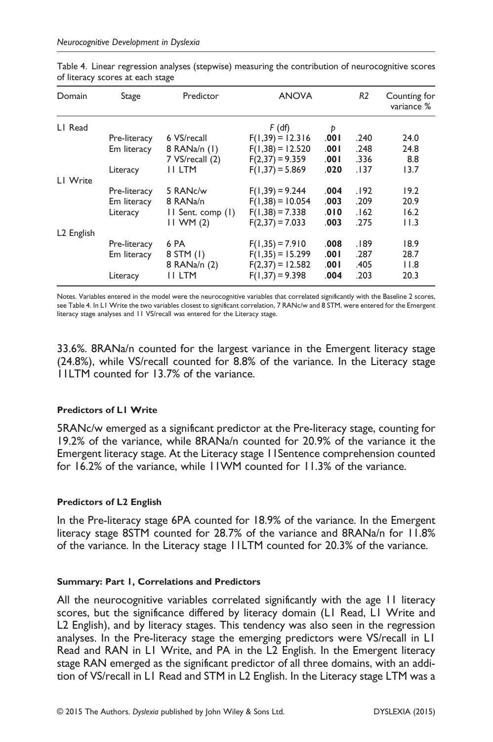Table 4. Linear regression analyses (stepwise) measuring the contribution of neurocognitive scores of literacy scores at each stage

| Domain | Stage | Predictor | ANOVA | | R2 | Counting for variance % |
|---|---|---|---|---|---|---|
| L1 Read | | | $F$ (df) | $p$ | | |
| | Pre-literacy | 6 VS/recall | $F(1,39) = 12.316$ | **.001** | .240 | 24.0 |
| | Em literacy | 8 RANa/n (1) | $F(1,38) = 12.520$ | **.001** | .248 | 24.8 |
| | | 7 VS/recall (2) | $F(2,37) = 9.359$ | **.001** | .336 | 8.8 |
| | Literacy | 11 LTM | $F(1,37) = 5.869$ | **.020** | .137 | 13.7 |
| L1 Write | | | | | | |
| | Pre-literacy | 5 RANc/w | $F(1,39) = 9.244$ | **.004** | .192 | 19.2 |
| | Em literacy | 8 RANa/n | $F(1,38) = 10.054$ | **.003** | .209 | 20.9 |
| | Literacy | 11 Sent. comp (1) | $F(1,38) = 7.338$ | **.010** | .162 | 16.2 |
| | | 11 WM (2) | $F(2,37) = 7.033$ | **.003** | .275 | 11.3 |
| L2 English | | | | | | |
| | Pre-literacy | 6 PA | $F(1,35) = 7.910$ | **.008** | .189 | 18.9 |
| | Em literacy | 8 STM (1) | $F(1,35) = 15.299$ | **.001** | .287 | 28.7 |
| | | 8 RANa/n (2) | $F(2,37) = 12.582$ | **.001** | .405 | 11.8 |
| | Literacy | 11 LTM | $F(1,37) = 9.398$ | **.004** | .203 | 20.3 |

Notes. Variables entered in the model were the neurocognitive variables that correlated significantly with the Baseline 2 scores, see Table 4. In L1 Write the two variables closest to significant correlation, 7 RANc/w and 8 STM, were entered for the Emergent literacy stage analyses and 11 VS/recall was entered for the Literacy stage.

33.6%. 8RANa/n counted for the largest variance in the Emergent literacy stage (24.8%), while VS/recall counted for 8.8% of the variance. In the Literacy stage 11LTM counted for 13.7% of the variance.

#### Predictors of L1 Write

5RANc/w emerged as a significant predictor at the Pre-literacy stage, counting for 19.2% of the variance, while 8RANa/n counted for 20.9% of the variance it the Emergent literacy stage. At the Literacy stage 11Sentence comprehension counted for 16.2% of the variance, while 11WM counted for 11.3% of the variance.

#### Predictors of L2 English

In the Pre-literacy stage 6PA counted for 18.9% of the variance. In the Emergent literacy stage 8STM counted for 28.7% of the variance and 8RANa/n for 11.8% of the variance. In the Literacy stage 11LTM counted for 20.3% of the variance.

#### Summary: Part 1, Correlations and Predictors

All the neurocognitive variables correlated significantly with the age 11 literacy scores, but the significance differed by literacy domain (L1 Read, L1 Write and L2 English), and by literacy stages. This tendency was also seen in the regression analyses. In the Pre-literacy stage the emerging predictors were VS/recall in L1 Read and RAN in L1 Write, and PA in the L2 English. In the Emergent literacy stage RAN emerged as the significant predictor of all three domains, with an addition of VS/recall in L1 Read and STM in L2 English. In the Literacy stage LTM was a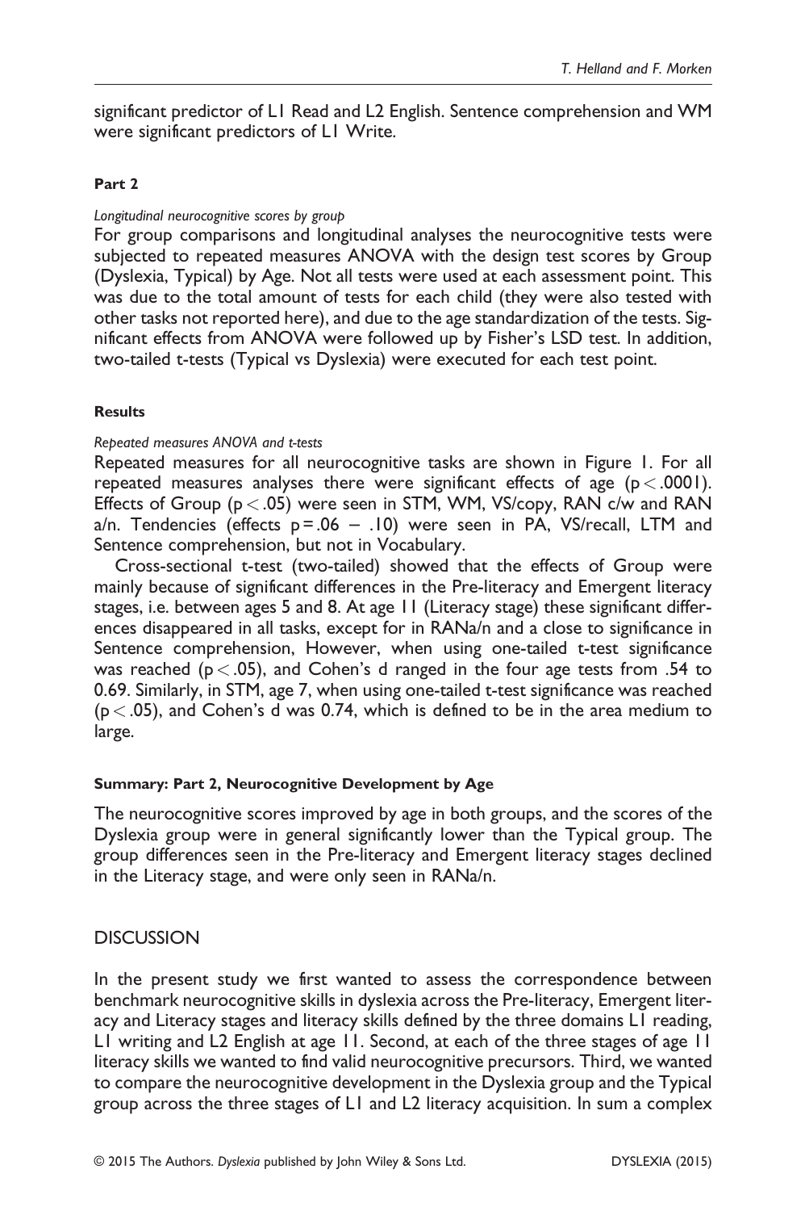significant predictor of L1 Read and L2 English. Sentence comprehension and WM were significant predictors of L1 Write.

#### Part 2

*Longitudinal neurocognitive scores by group*

For group comparisons and longitudinal analyses the neurocognitive tests were subjected to repeated measures ANOVA with the design test scores by Group (Dyslexia, Typical) by Age. Not all tests were used at each assessment point. This was due to the total amount of tests for each child (they were also tested with other tasks not reported here), and due to the age standardization of the tests. Significant effects from ANOVA were followed up by Fisher's LSD test. In addition, two-tailed t-tests (Typical vs Dyslexia) were executed for each test point.

#### Results

*Repeated measures ANOVA and t-tests*

Repeated measures for all neurocognitive tasks are shown in Figure 1. For all repeated measures analyses there were significant effects of age ($p < .0001$). Effects of Group ($p < .05$) were seen in STM, WM, VS/copy, RAN c/w and RAN a/n. Tendencies (effects $p = .06 - .10$) were seen in PA, VS/recall, LTM and Sentence comprehension, but not in Vocabulary.

Cross-sectional t-test (two-tailed) showed that the effects of Group were mainly because of significant differences in the Pre-literacy and Emergent literacy stages, i.e. between ages 5 and 8. At age 11 (Literacy stage) these significant differences disappeared in all tasks, except for in RANa/n and a close to significance in Sentence comprehension, However, when using one-tailed t-test significance was reached ($p < .05$), and Cohen's d ranged in the four age tests from .54 to 0.69. Similarly, in STM, age 7, when using one-tailed t-test significance was reached ($p < .05$), and Cohen's d was 0.74, which is defined to be in the area medium to large.

#### Summary: Part 2, Neurocognitive Development by Age

The neurocognitive scores improved by age in both groups, and the scores of the Dyslexia group were in general significantly lower than the Typical group. The group differences seen in the Pre-literacy and Emergent literacy stages declined in the Literacy stage, and were only seen in RANa/n.

## DISCUSSION

In the present study we first wanted to assess the correspondence between benchmark neurocognitive skills in dyslexia across the Pre-literacy, Emergent literacy and Literacy stages and literacy skills defined by the three domains L1 reading, L1 writing and L2 English at age 11. Second, at each of the three stages of age 11 literacy skills we wanted to find valid neurocognitive precursors. Third, we wanted to compare the neurocognitive development in the Dyslexia group and the Typical group across the three stages of L1 and L2 literacy acquisition. In sum a complex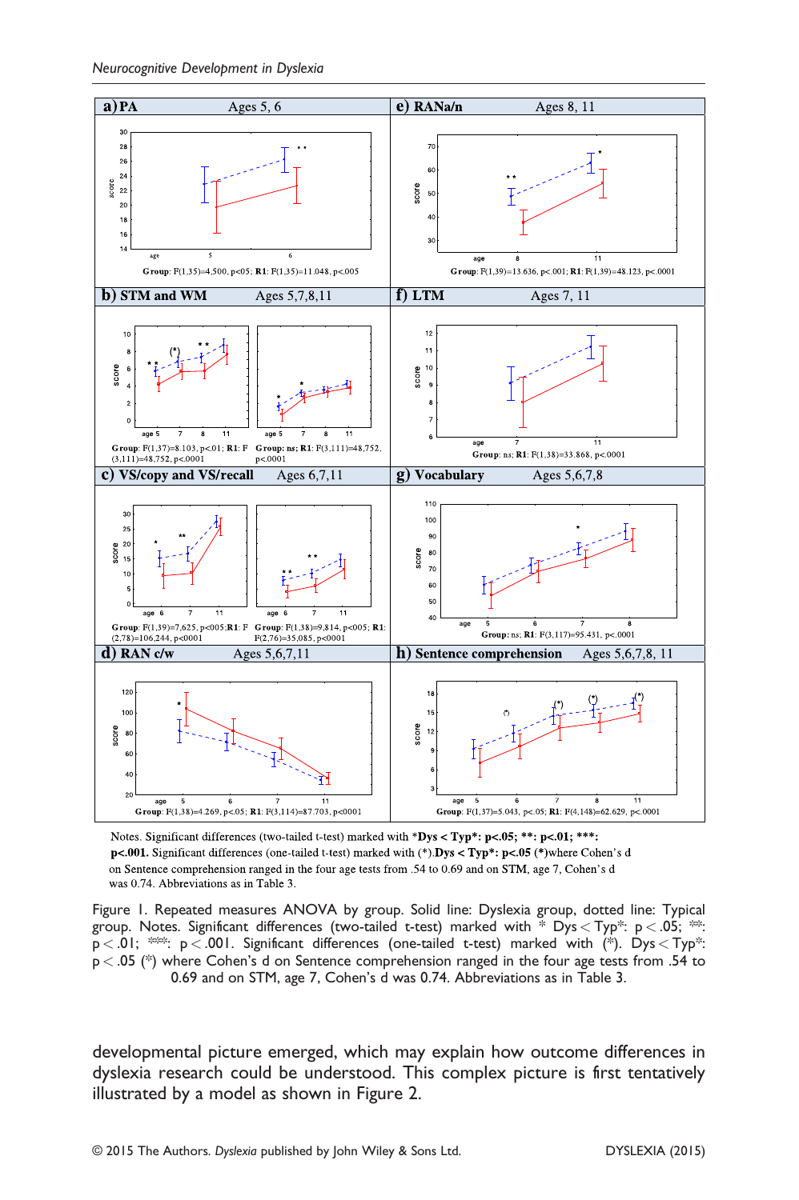Notes. Significant differences (two-tailed t-test) marked with *Dys < Typ*: p<.05; **: p<.01; ***: p<.001. Significant differences (one-tailed t-test) marked with (*).Dys < Typ*: p<.05 (*)where Cohen's d on Sentence comprehension ranged in the four age tests from .54 to 0.69 and on STM, age 7, Cohen's d was 0.74. Abbreviations as in Table 3.

Figure 1. Repeated measures ANOVA by group. Solid line: Dyslexia group, dotted line: Typical group. Notes. Significant differences (two-tailed t-test) marked with * Dys < Typ*: $p < .05$; **: $p < .01$; ***: $p < .001$. Significant differences (one-tailed t-test) marked with (*). Dys < Typ*: $p < .05$ (*) where Cohen's d on Sentence comprehension ranged in the four age tests from .54 to 0.69 and on STM, age 7, Cohen's d was 0.74. Abbreviations as in Table 3.

developmental picture emerged, which may explain how outcome differences in dyslexia research could be understood. This complex picture is first tentatively illustrated by a model as shown in Figure 2.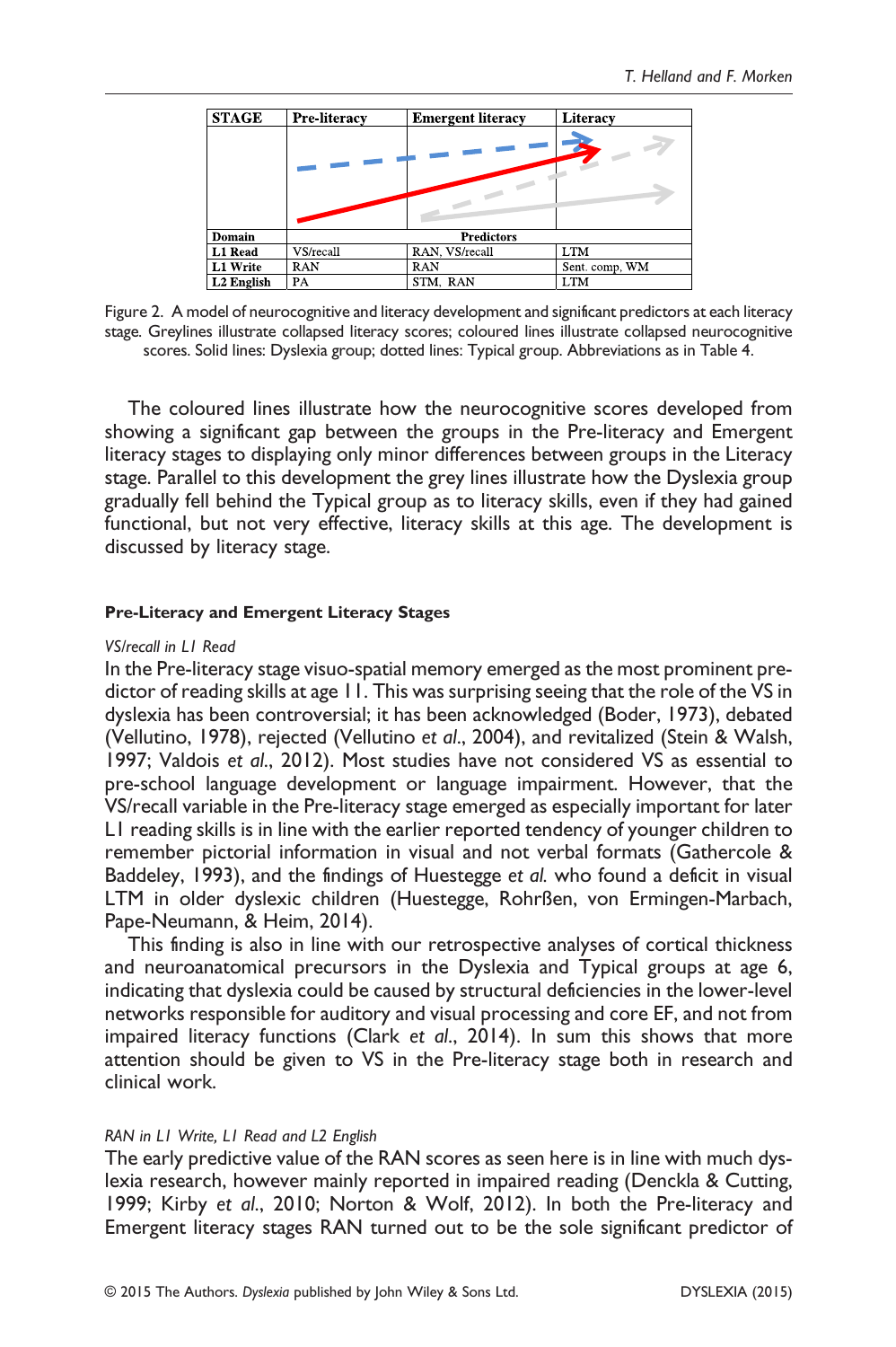| STAGE | Pre-literacy | Emergent literacy | Literacy |
|---|---|---|---|
| Domain | Predictors | | |
| L1 Read | VS/recall | RAN, VS/recall | LTM |
| L1 Write | RAN | RAN | Sent. comp, WM |
| L2 English | PA | STM, RAN | LTM |

Figure 2. A model of neurocognitive and literacy development and significant predictors at each literacy stage. Greylines illustrate collapsed literacy scores; coloured lines illustrate collapsed neurocognitive scores. Solid lines: Dyslexia group; dotted lines: Typical group. Abbreviations as in Table 4.

The coloured lines illustrate how the neurocognitive scores developed from showing a significant gap between the groups in the Pre-literacy and Emergent literacy stages to displaying only minor differences between groups in the Literacy stage. Parallel to this development the grey lines illustrate how the Dyslexia group gradually fell behind the Typical group as to literacy skills, even if they had gained functional, but not very effective, literacy skills at this age. The development is discussed by literacy stage.

#### Pre-Literacy and Emergent Literacy Stages

*VS/recall in L1 Read*

In the Pre-literacy stage visuo-spatial memory emerged as the most prominent predictor of reading skills at age 11. This was surprising seeing that the role of the VS in dyslexia has been controversial; it has been acknowledged (Boder, 1973), debated (Vellutino, 1978), rejected (Vellutino *et al.*, 2004), and revitalized (Stein & Walsh, 1997; Valdois *et al.*, 2012). Most studies have not considered VS as essential to pre-school language development or language impairment. However, that the VS/recall variable in the Pre-literacy stage emerged as especially important for later L1 reading skills is in line with the earlier reported tendency of younger children to remember pictorial information in visual and not verbal formats (Gathercole & Baddeley, 1993), and the findings of Huestegge *et al.* who found a deficit in visual LTM in older dyslexic children (Huestegge, Rohrßen, von Ermingen-Marbach, Pape-Neumann, & Heim, 2014).

This finding is also in line with our retrospective analyses of cortical thickness and neuroanatomical precursors in the Dyslexia and Typical groups at age 6, indicating that dyslexia could be caused by structural deficiencies in the lower-level networks responsible for auditory and visual processing and core EF, and not from impaired literacy functions (Clark *et al.*, 2014). In sum this shows that more attention should be given to VS in the Pre-literacy stage both in research and clinical work.

*RAN in L1 Write, L1 Read and L2 English*

The early predictive value of the RAN scores as seen here is in line with much dyslexia research, however mainly reported in impaired reading (Denckla & Cutting, 1999; Kirby *et al.*, 2010; Norton & Wolf, 2012). In both the Pre-literacy and Emergent literacy stages RAN turned out to be the sole significant predictor of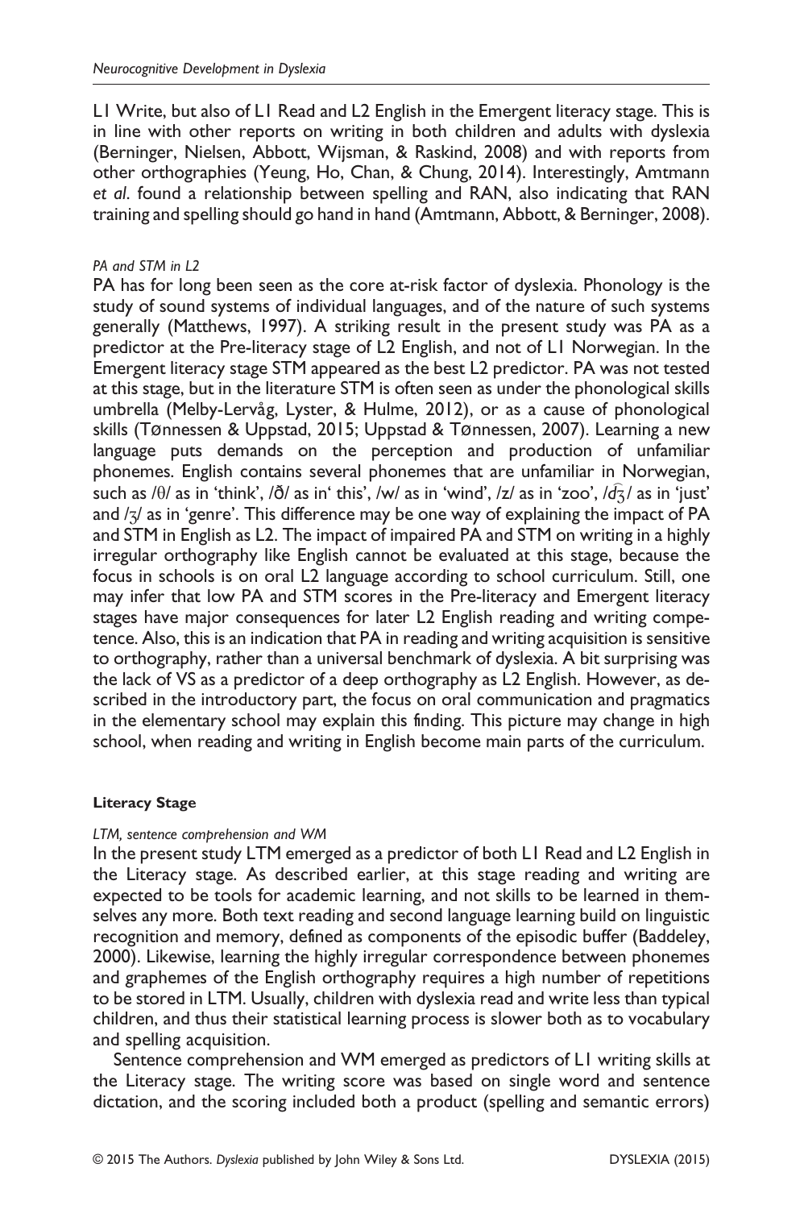L1 Write, but also of L1 Read and L2 English in the Emergent literacy stage. This is in line with other reports on writing in both children and adults with dyslexia (Berninger, Nielsen, Abbott, Wijsman, & Raskind, 2008) and with reports from other orthographies (Yeung, Ho, Chan, & Chung, 2014). Interestingly, Amtmann *et al*. found a relationship between spelling and RAN, also indicating that RAN training and spelling should go hand in hand (Amtmann, Abbott, & Berninger, 2008).

*PA and STM in L2*

PA has for long been seen as the core at-risk factor of dyslexia. Phonology is the study of sound systems of individual languages, and of the nature of such systems generally (Matthews, 1997). A striking result in the present study was PA as a predictor at the Pre-literacy stage of L2 English, and not of L1 Norwegian. In the Emergent literacy stage STM appeared as the best L2 predictor. PA was not tested at this stage, but in the literature STM is often seen as under the phonological skills umbrella (Melby-Lervåg, Lyster, & Hulme, 2012), or as a cause of phonological skills (Tønnessen & Uppstad, 2015; Uppstad & Tønnessen, 2007). Learning a new language puts demands on the perception and production of unfamiliar phonemes. English contains several phonemes that are unfamiliar in Norwegian, such as /θ/ as in 'think', /ð/ as in' this', /w/ as in 'wind', /z/ as in 'zoo', /d͡ʒ/ as in 'just' and /ʒ/ as in 'genre'. This difference may be one way of explaining the impact of PA and STM in English as L2. The impact of impaired PA and STM on writing in a highly irregular orthography like English cannot be evaluated at this stage, because the focus in schools is on oral L2 language according to school curriculum. Still, one may infer that low PA and STM scores in the Pre-literacy and Emergent literacy stages have major consequences for later L2 English reading and writing competence. Also, this is an indication that PA in reading and writing acquisition is sensitive to orthography, rather than a universal benchmark of dyslexia. A bit surprising was the lack of VS as a predictor of a deep orthography as L2 English. However, as described in the introductory part, the focus on oral communication and pragmatics in the elementary school may explain this finding. This picture may change in high school, when reading and writing in English become main parts of the curriculum.

**Literacy Stage**

*LTM, sentence comprehension and WM*

In the present study LTM emerged as a predictor of both L1 Read and L2 English in the Literacy stage. As described earlier, at this stage reading and writing are expected to be tools for academic learning, and not skills to be learned in themselves any more. Both text reading and second language learning build on linguistic recognition and memory, defined as components of the episodic buffer (Baddeley, 2000). Likewise, learning the highly irregular correspondence between phonemes and graphemes of the English orthography requires a high number of repetitions to be stored in LTM. Usually, children with dyslexia read and write less than typical children, and thus their statistical learning process is slower both as to vocabulary and spelling acquisition.

Sentence comprehension and WM emerged as predictors of L1 writing skills at the Literacy stage. The writing score was based on single word and sentence dictation, and the scoring included both a product (spelling and semantic errors)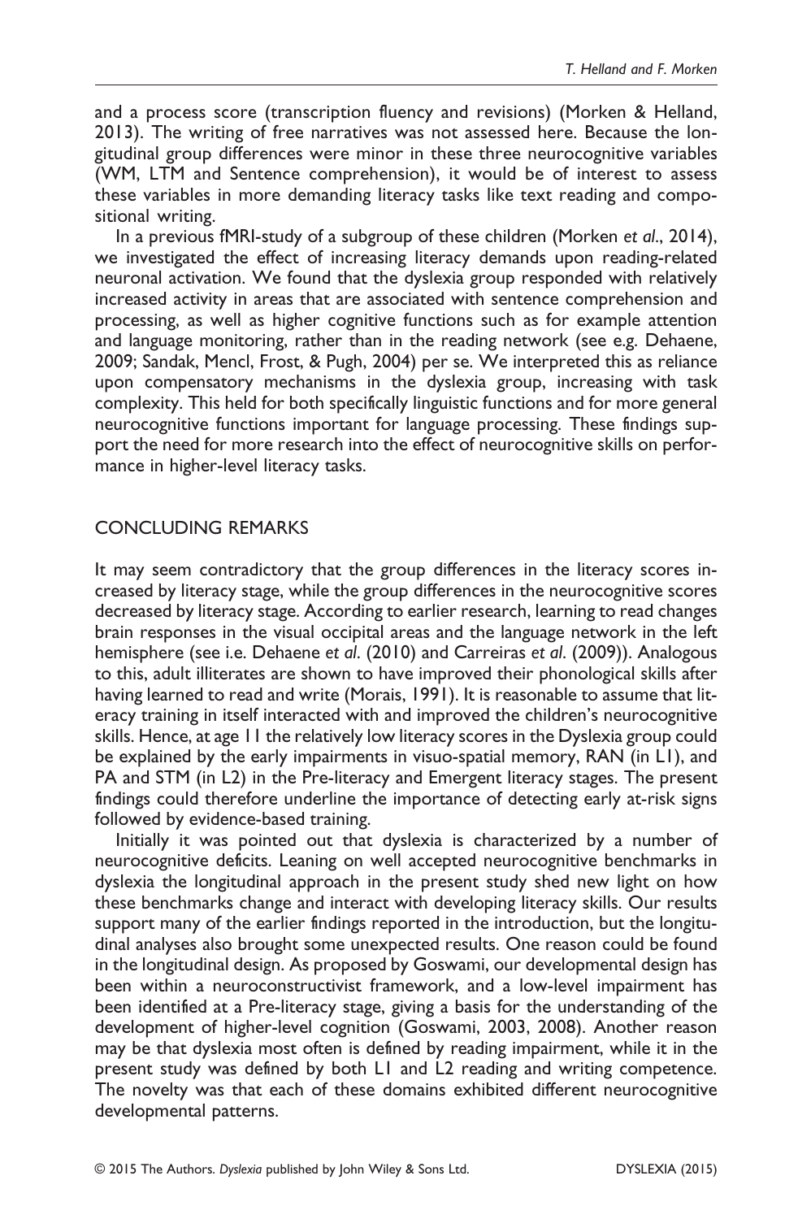and a process score (transcription fluency and revisions) (Morken & Helland, 2013). The writing of free narratives was not assessed here. Because the longitudinal group differences were minor in these three neurocognitive variables (WM, LTM and Sentence comprehension), it would be of interest to assess these variables in more demanding literacy tasks like text reading and compositional writing.

In a previous fMRI-study of a subgroup of these children (Morken *et al*., 2014), we investigated the effect of increasing literacy demands upon reading-related neuronal activation. We found that the dyslexia group responded with relatively increased activity in areas that are associated with sentence comprehension and processing, as well as higher cognitive functions such as for example attention and language monitoring, rather than in the reading network (see e.g. Dehaene, 2009; Sandak, Mencl, Frost, & Pugh, 2004) per se. We interpreted this as reliance upon compensatory mechanisms in the dyslexia group, increasing with task complexity. This held for both specifically linguistic functions and for more general neurocognitive functions important for language processing. These findings support the need for more research into the effect of neurocognitive skills on performance in higher-level literacy tasks.

## CONCLUDING REMARKS

It may seem contradictory that the group differences in the literacy scores increased by literacy stage, while the group differences in the neurocognitive scores decreased by literacy stage. According to earlier research, learning to read changes brain responses in the visual occipital areas and the language network in the left hemisphere (see i.e. Dehaene *et al*. (2010) and Carreiras *et al*. (2009)). Analogous to this, adult illiterates are shown to have improved their phonological skills after having learned to read and write (Morais, 1991). It is reasonable to assume that literacy training in itself interacted with and improved the children's neurocognitive skills. Hence, at age 11 the relatively low literacy scores in the Dyslexia group could be explained by the early impairments in visuo-spatial memory, RAN (in L1), and PA and STM (in L2) in the Pre-literacy and Emergent literacy stages. The present findings could therefore underline the importance of detecting early at-risk signs followed by evidence-based training.

Initially it was pointed out that dyslexia is characterized by a number of neurocognitive deficits. Leaning on well accepted neurocognitive benchmarks in dyslexia the longitudinal approach in the present study shed new light on how these benchmarks change and interact with developing literacy skills. Our results support many of the earlier findings reported in the introduction, but the longitudinal analyses also brought some unexpected results. One reason could be found in the longitudinal design. As proposed by Goswami, our developmental design has been within a neuroconstructivist framework, and a low-level impairment has been identified at a Pre-literacy stage, giving a basis for the understanding of the development of higher-level cognition (Goswami, 2003, 2008). Another reason may be that dyslexia most often is defined by reading impairment, while it in the present study was defined by both L1 and L2 reading and writing competence. The novelty was that each of these domains exhibited different neurocognitive developmental patterns.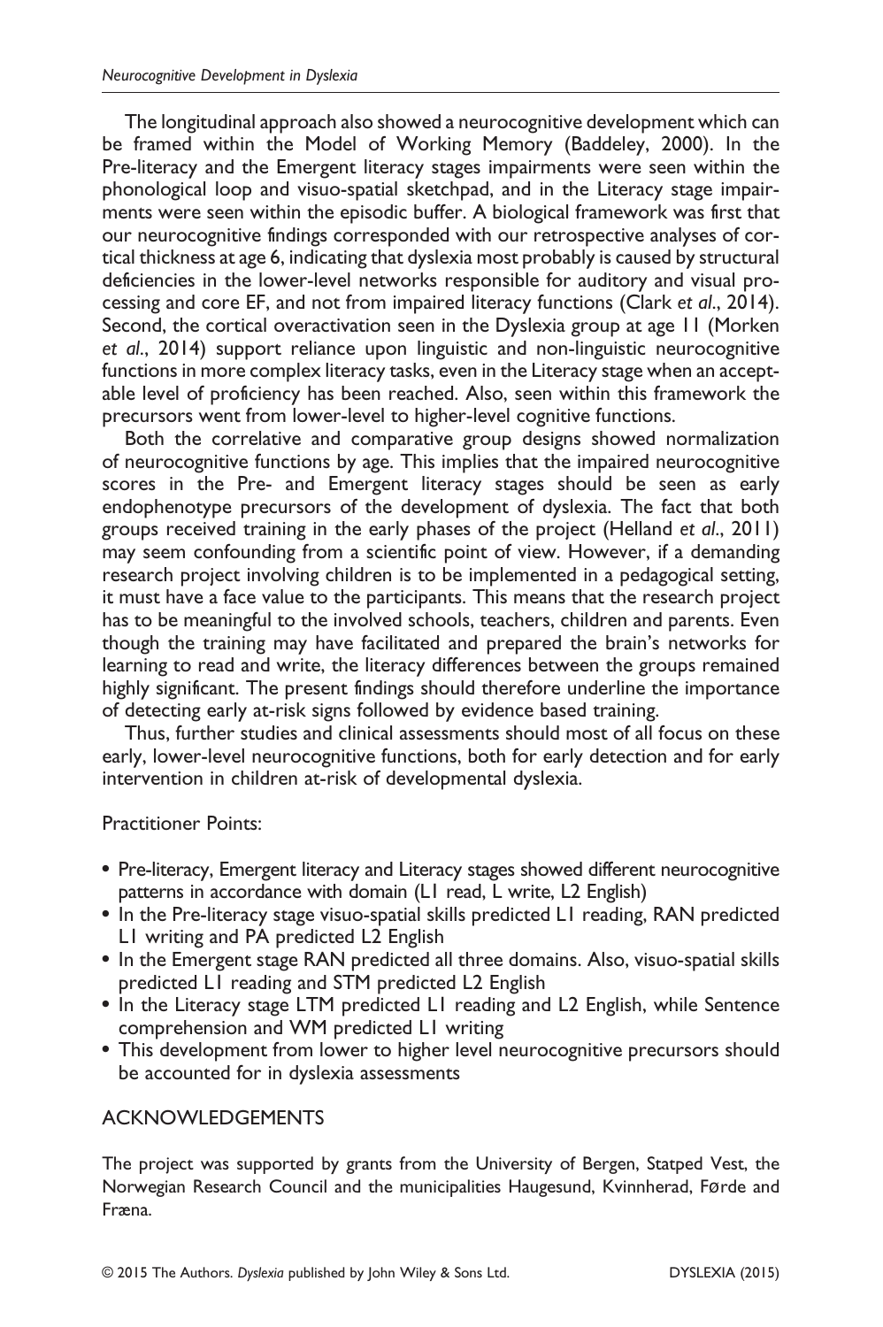The longitudinal approach also showed a neurocognitive development which can be framed within the Model of Working Memory (Baddeley, 2000). In the Pre-literacy and the Emergent literacy stages impairments were seen within the phonological loop and visuo-spatial sketchpad, and in the Literacy stage impairments were seen within the episodic buffer. A biological framework was first that our neurocognitive findings corresponded with our retrospective analyses of cortical thickness at age 6, indicating that dyslexia most probably is caused by structural deficiencies in the lower-level networks responsible for auditory and visual processing and core EF, and not from impaired literacy functions (Clark *et al*., 2014). Second, the cortical overactivation seen in the Dyslexia group at age 11 (Morken *et al*., 2014) support reliance upon linguistic and non-linguistic neurocognitive functions in more complex literacy tasks, even in the Literacy stage when an acceptable level of proficiency has been reached. Also, seen within this framework the precursors went from lower-level to higher-level cognitive functions.

Both the correlative and comparative group designs showed normalization of neurocognitive functions by age. This implies that the impaired neurocognitive scores in the Pre- and Emergent literacy stages should be seen as early endophenotype precursors of the development of dyslexia. The fact that both groups received training in the early phases of the project (Helland *et al*., 2011) may seem confounding from a scientific point of view. However, if a demanding research project involving children is to be implemented in a pedagogical setting, it must have a face value to the participants. This means that the research project has to be meaningful to the involved schools, teachers, children and parents. Even though the training may have facilitated and prepared the brain's networks for learning to read and write, the literacy differences between the groups remained highly significant. The present findings should therefore underline the importance of detecting early at-risk signs followed by evidence based training.

Thus, further studies and clinical assessments should most of all focus on these early, lower-level neurocognitive functions, both for early detection and for early intervention in children at-risk of developmental dyslexia.

Practitioner Points:

- Pre-literacy, Emergent literacy and Literacy stages showed different neurocognitive patterns in accordance with domain (L1 read, L write, L2 English)
- In the Pre-literacy stage visuo-spatial skills predicted L1 reading, RAN predicted L1 writing and PA predicted L2 English
- In the Emergent stage RAN predicted all three domains. Also, visuo-spatial skills predicted L1 reading and STM predicted L2 English
- In the Literacy stage LTM predicted L1 reading and L2 English, while Sentence comprehension and WM predicted L1 writing
- This development from lower to higher level neurocognitive precursors should be accounted for in dyslexia assessments

## ACKNOWLEDGEMENTS

The project was supported by grants from the University of Bergen, Statped Vest, the Norwegian Research Council and the municipalities Haugesund, Kvinnherad, Førde and Fræna.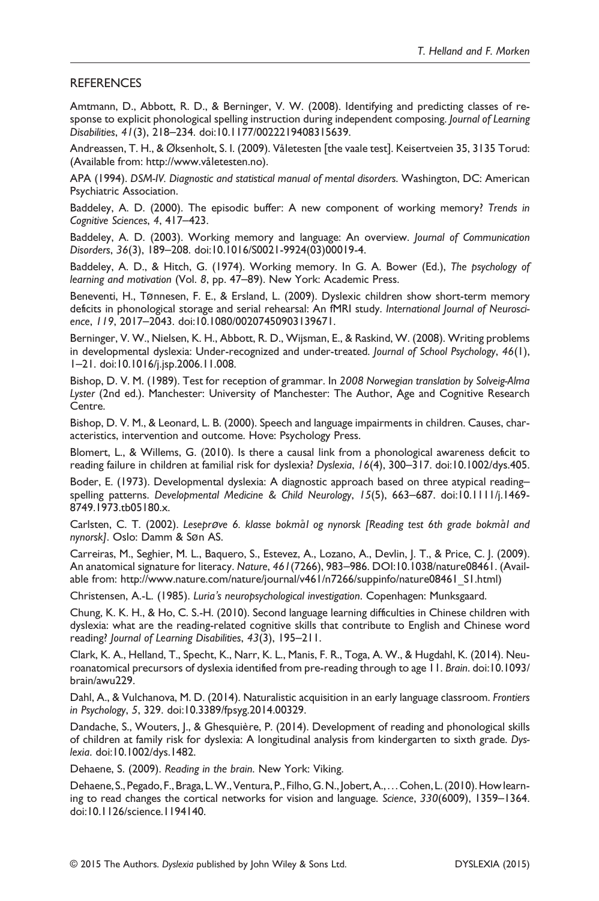## REFERENCES

Amtmann, D., Abbott, R. D., & Berninger, V. W. (2008). Identifying and predicting classes of response to explicit phonological spelling instruction during independent composing. *Journal of Learning Disabilities*, *41*(3), 218–234. doi:10.1177/0022219408315639.

Andreassen, T. H., & Øksenholt, S. I. (2009). Våletesten [the vaale test]. Keisertveien 35, 3135 Torud: (Available from: http://www.våletesten.no).

APA (1994). *DSM-IV. Diagnostic and statistical manual of mental disorders*. Washington, DC: American Psychiatric Association.

Baddeley, A. D. (2000). The episodic buffer: A new component of working memory? *Trends in Cognitive Sciences*, *4*, 417–423.

Baddeley, A. D. (2003). Working memory and language: An overview. *Journal of Communication Disorders*, *36*(3), 189–208. doi:10.1016/S0021-9924(03)00019-4.

Baddeley, A. D., & Hitch, G. (1974). Working memory. In G. A. Bower (Ed.), *The psychology of learning and motivation* (Vol. *8*, pp. 47–89). New York: Academic Press.

Beneventi, H., Tønnesen, F. E., & Ersland, L. (2009). Dyslexic children show short-term memory deficits in phonological storage and serial rehearsal: An fMRI study. *International Journal of Neuroscience*, *119*, 2017–2043. doi:10.1080/00207450903139671.

Berninger, V. W., Nielsen, K. H., Abbott, R. D., Wijsman, E., & Raskind, W. (2008). Writing problems in developmental dyslexia: Under-recognized and under-treated. *Journal of School Psychology*, *46*(1), 1–21. doi:10.1016/j.jsp.2006.11.008.

Bishop, D. V. M. (1989). Test for reception of grammar. In *2008 Norwegian translation by Solveig-Alma Lyster* (2nd ed.). Manchester: University of Manchester: The Author, Age and Cognitive Research Centre.

Bishop, D. V. M., & Leonard, L. B. (2000). Speech and language impairments in children. Causes, characteristics, intervention and outcome. Hove: Psychology Press.

Blomert, L., & Willems, G. (2010). Is there a causal link from a phonological awareness deficit to reading failure in children at familial risk for dyslexia? *Dyslexia*, *16*(4), 300–317. doi:10.1002/dys.405.

Boder, E. (1973). Developmental dyslexia: A diagnostic approach based on three atypical reading–spelling patterns. *Developmental Medicine & Child Neurology*, *15*(5), 663–687. doi:10.1111/j.1469-8749.1973.tb05180.x.

Carlsten, C. T. (2002). *Leseprøve 6. klasse bokmål og nynorsk [Reading test 6th grade bokmål and nynorsk]*. Oslo: Damm & Søn AS.

Carreiras, M., Seghier, M. L., Baquero, S., Estevez, A., Lozano, A., Devlin, J. T., & Price, C. J. (2009). An anatomical signature for literacy. *Nature*, *461*(7266), 983–986. DOI:10.1038/nature08461. (Available from: http://www.nature.com/nature/journal/v461/n7266/suppinfo/nature08461_S1.html)

Christensen, A.-L. (1985). *Luria's neuropsychological investigation*. Copenhagen: Munksgaard.

Chung, K. K. H., & Ho, C. S.-H. (2010). Second language learning difficulties in Chinese children with dyslexia: what are the reading-related cognitive skills that contribute to English and Chinese word reading? *Journal of Learning Disabilities*, *43*(3), 195–211.

Clark, K. A., Helland, T., Specht, K., Narr, K. L., Manis, F. R., Toga, A. W., & Hugdahl, K. (2014). Neuroanatomical precursors of dyslexia identified from pre-reading through to age 11. *Brain*. doi:10.1093/brain/awu229.

Dahl, A., & Vulchanova, M. D. (2014). Naturalistic acquisition in an early language classroom. *Frontiers in Psychology*, *5*, 329. doi:10.3389/fpsyg.2014.00329.

Dandache, S., Wouters, J., & Ghesquière, P. (2014). Development of reading and phonological skills of children at family risk for dyslexia: A longitudinal analysis from kindergarten to sixth grade. *Dyslexia*. doi:10.1002/dys.1482.

Dehaene, S. (2009). *Reading in the brain*. New York: Viking.

Dehaene, S., Pegado, F., Braga, L. W., Ventura, P., Filho, G. N., Jobert, A., … Cohen, L. (2010). How learning to read changes the cortical networks for vision and language. *Science*, *330*(6009), 1359–1364. doi:10.1126/science.1194140.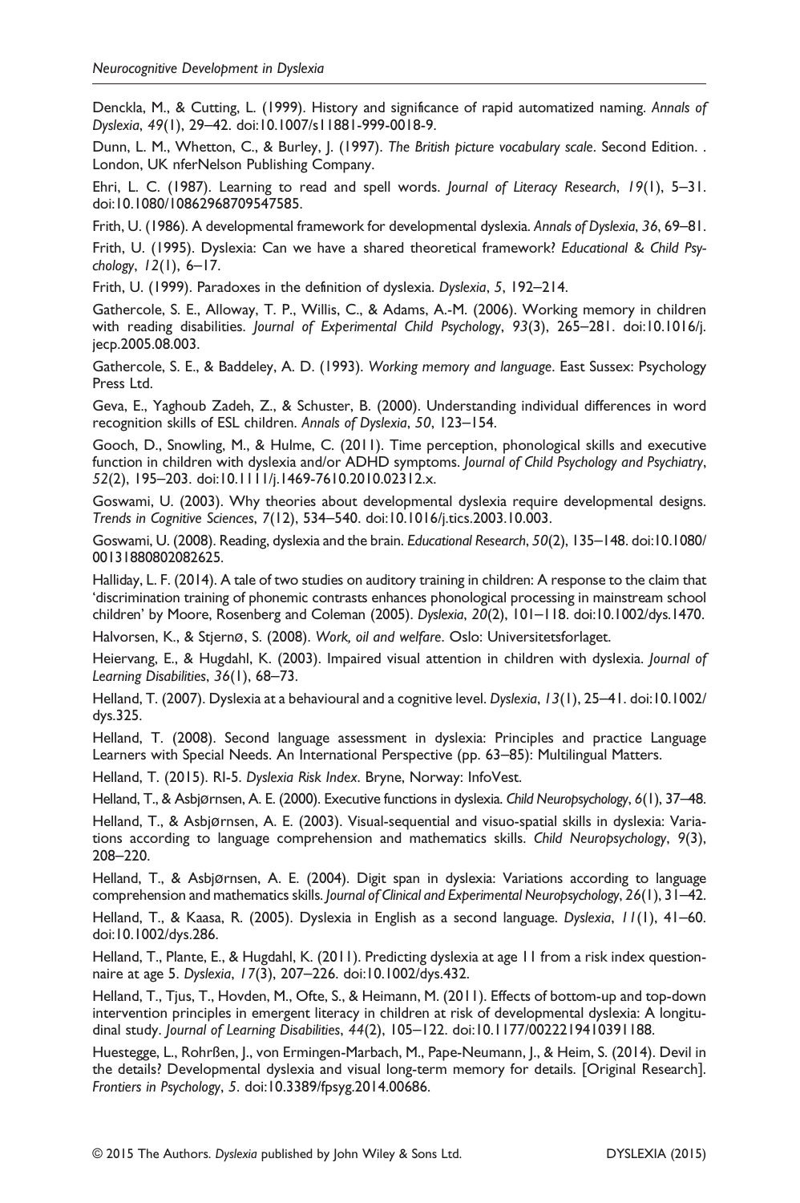Denckla, M., & Cutting, L. (1999). History and significance of rapid automatized naming. *Annals of Dyslexia*, *49*(1), 29–42. doi:10.1007/s11881-999-0018-9.

Dunn, L. M., Whetton, C., & Burley, J. (1997). *The British picture vocabulary scale*. Second Edition. . London, UK nferNelson Publishing Company.

Ehri, L. C. (1987). Learning to read and spell words. *Journal of Literacy Research*, *19*(1), 5–31. doi:10.1080/10862968709547585.

Frith, U. (1986). A developmental framework for developmental dyslexia. *Annals of Dyslexia*, *36*, 69–81.

Frith, U. (1995). Dyslexia: Can we have a shared theoretical framework? *Educational & Child Psychology*, *12*(1), 6–17.

Frith, U. (1999). Paradoxes in the definition of dyslexia. *Dyslexia*, *5*, 192–214.

Gathercole, S. E., Alloway, T. P., Willis, C., & Adams, A.-M. (2006). Working memory in children with reading disabilities. *Journal of Experimental Child Psychology*, *93*(3), 265–281. doi:10.1016/j.jecp.2005.08.003.

Gathercole, S. E., & Baddeley, A. D. (1993). *Working memory and language*. East Sussex: Psychology Press Ltd.

Geva, E., Yaghoub Zadeh, Z., & Schuster, B. (2000). Understanding individual differences in word recognition skills of ESL children. *Annals of Dyslexia*, *50*, 123–154.

Gooch, D., Snowling, M., & Hulme, C. (2011). Time perception, phonological skills and executive function in children with dyslexia and/or ADHD symptoms. *Journal of Child Psychology and Psychiatry*, *52*(2), 195–203. doi:10.1111/j.1469-7610.2010.02312.x.

Goswami, U. (2003). Why theories about developmental dyslexia require developmental designs. *Trends in Cognitive Sciences*, *7*(12), 534–540. doi:10.1016/j.tics.2003.10.003.

Goswami, U. (2008). Reading, dyslexia and the brain. *Educational Research*, *50*(2), 135–148. doi:10.1080/00131880802082625.

Halliday, L. F. (2014). A tale of two studies on auditory training in children: A response to the claim that 'discrimination training of phonemic contrasts enhances phonological processing in mainstream school children' by Moore, Rosenberg and Coleman (2005). *Dyslexia*, *20*(2), 101–118. doi:10.1002/dys.1470.

Halvorsen, K., & Stjernø, S. (2008). *Work, oil and welfare*. Oslo: Universitetsforlaget.

Heiervang, E., & Hugdahl, K. (2003). Impaired visual attention in children with dyslexia. *Journal of Learning Disabilities*, *36*(1), 68–73.

Helland, T. (2007). Dyslexia at a behavioural and a cognitive level. *Dyslexia*, *13*(1), 25–41. doi:10.1002/dys.325.

Helland, T. (2008). Second language assessment in dyslexia: Principles and practice Language Learners with Special Needs. An International Perspective (pp. 63–85): Multilingual Matters.

Helland, T. (2015). RI-5. *Dyslexia Risk Index*. Bryne, Norway: InfoVest.

Helland, T., & Asbjørnsen, A. E. (2000). Executive functions in dyslexia. *Child Neuropsychology*, *6*(1), 37–48.

Helland, T., & Asbjørnsen, A. E. (2003). Visual-sequential and visuo-spatial skills in dyslexia: Variations according to language comprehension and mathematics skills. *Child Neuropsychology*, *9*(3), 208–220.

Helland, T., & Asbjørnsen, A. E. (2004). Digit span in dyslexia: Variations according to language comprehension and mathematics skills. *Journal of Clinical and Experimental Neuropsychology*, *26*(1), 31–42.

Helland, T., & Kaasa, R. (2005). Dyslexia in English as a second language. *Dyslexia*, *11*(1), 41–60. doi:10.1002/dys.286.

Helland, T., Plante, E., & Hugdahl, K. (2011). Predicting dyslexia at age 11 from a risk index questionnaire at age 5. *Dyslexia*, *17*(3), 207–226. doi:10.1002/dys.432.

Helland, T., Tjus, T., Hovden, M., Ofte, S., & Heimann, M. (2011). Effects of bottom-up and top-down intervention principles in emergent literacy in children at risk of developmental dyslexia: A longitudinal study. *Journal of Learning Disabilities*, *44*(2), 105–122. doi:10.1177/0022219410391188.

Huestegge, L., Rohrßen, J., von Ermingen-Marbach, M., Pape-Neumann, J., & Heim, S. (2014). Devil in the details? Developmental dyslexia and visual long-term memory for details. [Original Research]. *Frontiers in Psychology*, *5*. doi:10.3389/fpsyg.2014.00686.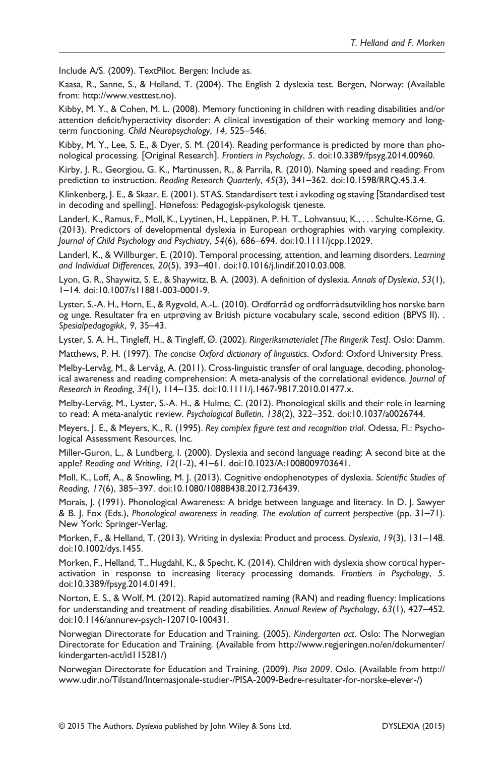Include A/S. (2009). TextPilot. Bergen: Include as.

Kaasa, R., Sanne, S., & Helland, T. (2004). The English 2 dyslexia test. Bergen, Norway: (Available from: http://www.vesttest.no).

Kibby, M. Y., & Cohen, M. L. (2008). Memory functioning in children with reading disabilities and/or attention deficit/hyperactivity disorder: A clinical investigation of their working memory and long-term functioning. *Child Neuropsychology*, *14*, 525–546.

Kibby, M. Y., Lee, S. E., & Dyer, S. M. (2014). Reading performance is predicted by more than phonological processing. [Original Research]. *Frontiers in Psychology*, *5*. doi:10.3389/fpsyg.2014.00960.

Kirby, J. R., Georgiou, G. K., Martinussen, R., & Parrila, R. (2010). Naming speed and reading: From prediction to instruction. *Reading Research Quarterly*, *45*(3), 341–362. doi:10.1598/RRQ.45.3.4.

Klinkenberg, J. E., & Skaar, E. (2001). STAS. Standardisert test i avkoding og staving [Standardised test in decoding and spelling]. Hønefoss: Pedagogisk-psykologisk tjeneste.

Landerl, K., Ramus, F., Moll, K., Lyytinen, H., Leppänen, P. H. T., Lohvansuu, K., . . . Schulte-Körne, G. (2013). Predictors of developmental dyslexia in European orthographies with varying complexity. *Journal of Child Psychology and Psychiatry*, *54*(6), 686–694. doi:10.1111/jcpp.12029.

Landerl, K., & Willburger, E. (2010). Temporal processing, attention, and learning disorders. *Learning and Individual Differences*, *20*(5), 393–401. doi:10.1016/j.lindif.2010.03.008.

Lyon, G. R., Shaywitz, S. E., & Shaywitz, B. A. (2003). A definition of dyslexia. *Annals of Dyslexia*, *53*(1), 1–14. doi:10.1007/s11881-003-0001-9.

Lyster, S.-A. H., Horn, E., & Rygvold, A.-L. (2010). Ordforråd og ordforrådsutvikling hos norske barn og unge. Resultater fra en utprøving av British picture vocabulary scale, second edition (BPVS II). . *Spesialpedagogikk*, *9*, 35–43.

Lyster, S. A. H., Tingleff, H., & Tingleff, Ø. (2002). *Ringeriksmaterialet [The Ringerik Test]*. Oslo: Damm.

Matthews, P. H. (1997). *The concise Oxford dictionary of linguistics*. Oxford: Oxford University Press.

Melby-Lervåg, M., & Lervåg, A. (2011). Cross-linguistic transfer of oral language, decoding, phonological awareness and reading comprehension: A meta-analysis of the correlational evidence. *Journal of Research in Reading*, *34*(1), 114–135. doi:10.1111/j.1467-9817.2010.01477.x.

Melby-Lervåg, M., Lyster, S.-A. H., & Hulme, C. (2012). Phonological skills and their role in learning to read: A meta-analytic review. *Psychological Bulletin*, *138*(2), 322–352. doi:10.1037/a0026744.

Meyers, J. E., & Meyers, K., R. (1995). *Rey complex figure test and recognition trial*. Odessa, Fl.: Psychological Assessment Resources, Inc.

Miller-Guron, L., & Lundberg, I. (2000). Dyslexia and second language reading: A second bite at the apple? *Reading and Writing*, *12*(1-2), 41–61. doi:10.1023/A:1008009703641.

Moll, K., Loff, A., & Snowling, M. J. (2013). Cognitive endophenotypes of dyslexia. *Scientific Studies of Reading*, *17*(6), 385–397. doi:10.1080/10888438.2012.736439.

Morais, J. (1991). Phonological Awareness: A bridge between language and literacy. In D. J. Sawyer & B. J. Fox (Eds.), *Phonological awareness in reading. The evolution of current perspective* (pp. 31–71). New York: Springer-Verlag.

Morken, F., & Helland, T. (2013). Writing in dyslexia: Product and process. *Dyslexia*, *19*(3), 131–148. doi:10.1002/dys.1455.

Morken, F., Helland, T., Hugdahl, K., & Specht, K. (2014). Children with dyslexia show cortical hyperactivation in response to increasing literacy processing demands. *Frontiers in Psychology*, *5*. doi:10.3389/fpsyg.2014.01491.

Norton, E. S., & Wolf, M. (2012). Rapid automatized naming (RAN) and reading fluency: Implications for understanding and treatment of reading disabilities. *Annual Review of Psychology*, *63*(1), 427–452. doi:10.1146/annurev-psych-120710-100431.

Norwegian Directorate for Education and Training. (2005). *Kindergarten act*. Oslo: The Norwegian Directorate for Education and Training. (Available from http://www.regjeringen.no/en/dokumenter/kindergarten-act/id115281/)

Norwegian Directorate for Education and Training. (2009). *Pisa 2009*. Oslo. (Available from http://www.udir.no/Tilstand/Internasjonale-studier-/PISA-2009-Bedre-resultater-for-norske-elever-/)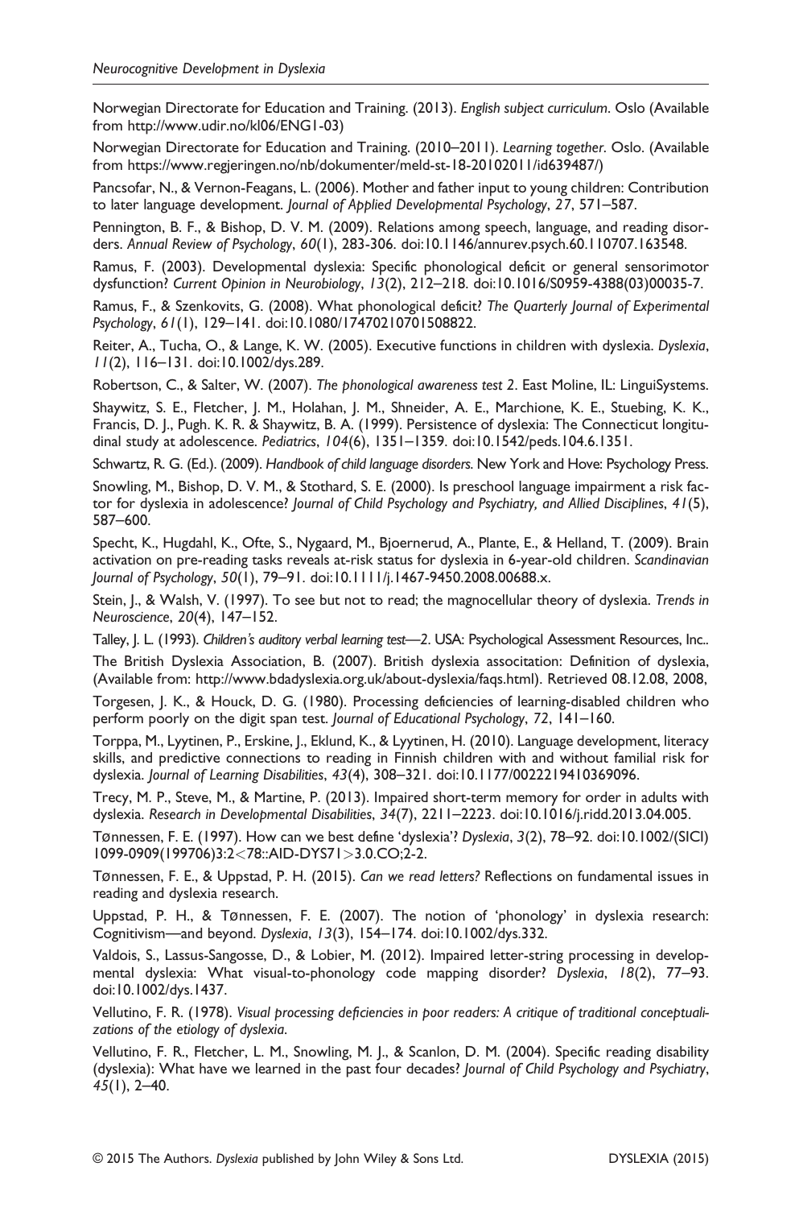Norwegian Directorate for Education and Training. (2013). *English subject curriculum*. Oslo (Available from http://www.udir.no/kl06/ENG1-03)

Norwegian Directorate for Education and Training. (2010–2011). *Learning together*. Oslo. (Available from https://www.regjeringen.no/nb/dokumenter/meld-st-18-20102011/id639487/)

Pancsofar, N., & Vernon-Feagans, L. (2006). Mother and father input to young children: Contribution to later language development. *Journal of Applied Developmental Psychology*, *27*, 571–587.

Pennington, B. F., & Bishop, D. V. M. (2009). Relations among speech, language, and reading disorders. *Annual Review of Psychology*, *60*(1), 283-306. doi:10.1146/annurev.psych.60.110707.163548.

Ramus, F. (2003). Developmental dyslexia: Specific phonological deficit or general sensorimotor dysfunction? *Current Opinion in Neurobiology*, *13*(2), 212–218. doi:10.1016/S0959-4388(03)00035-7.

Ramus, F., & Szenkovits, G. (2008). What phonological deficit? *The Quarterly Journal of Experimental Psychology*, *61*(1), 129–141. doi:10.1080/17470210701508822.

Reiter, A., Tucha, O., & Lange, K. W. (2005). Executive functions in children with dyslexia. *Dyslexia*, *11*(2), 116–131. doi:10.1002/dys.289.

Robertson, C., & Salter, W. (2007). *The phonological awareness test 2*. East Moline, IL: LinguiSystems.

Shaywitz, S. E., Fletcher, J. M., Holahan, J. M., Shneider, A. E., Marchione, K. E., Stuebing, K. K., Francis, D. J., Pugh. K. R. & Shaywitz, B. A. (1999). Persistence of dyslexia: The Connecticut longitudinal study at adolescence. *Pediatrics*, *104*(6), 1351–1359. doi:10.1542/peds.104.6.1351.

Schwartz, R. G. (Ed.). (2009). *Handbook of child language disorders*. New York and Hove: Psychology Press.

Snowling, M., Bishop, D. V. M., & Stothard, S. E. (2000). Is preschool language impairment a risk factor for dyslexia in adolescence? *Journal of Child Psychology and Psychiatry, and Allied Disciplines*, *41*(5), 587–600.

Specht, K., Hugdahl, K., Ofte, S., Nygaard, M., Bjoernerud, A., Plante, E., & Helland, T. (2009). Brain activation on pre-reading tasks reveals at-risk status for dyslexia in 6-year-old children. *Scandinavian Journal of Psychology*, *50*(1), 79–91. doi:10.1111/j.1467-9450.2008.00688.x.

Stein, J., & Walsh, V. (1997). To see but not to read; the magnocellular theory of dyslexia. *Trends in Neuroscience*, *20*(4), 147–152.

Talley, J. L. (1993). *Children's auditory verbal learning test—2*. USA: Psychological Assessment Resources, Inc..

The British Dyslexia Association, B. (2007). British dyslexia association: Definition of dyslexia, (Available from: http://www.bdadyslexia.org.uk/about-dyslexia/faqs.html). Retrieved 08.12.08, 2008,

Torgesen, J. K., & Houck, D. G. (1980). Processing deficiencies of learning-disabled children who perform poorly on the digit span test. *Journal of Educational Psychology*, *72*, 141–160.

Torppa, M., Lyytinen, P., Erskine, J., Eklund, K., & Lyytinen, H. (2010). Language development, literacy skills, and predictive connections to reading in Finnish children with and without familial risk for dyslexia. *Journal of Learning Disabilities*, *43*(4), 308–321. doi:10.1177/0022219410369096.

Trecy, M. P., Steve, M., & Martine, P. (2013). Impaired short-term memory for order in adults with dyslexia. *Research in Developmental Disabilities*, *34*(7), 2211–2223. doi:10.1016/j.ridd.2013.04.005.

Tønnessen, F. E. (1997). How can we best define 'dyslexia'? *Dyslexia*, *3*(2), 78–92. doi:10.1002/(SICI)1099-0909(199706)3:2<78::AID-DYS71>3.0.CO;2-2.

Tønnessen, F. E., & Uppstad, P. H. (2015). *Can we read letters?* Reflections on fundamental issues in reading and dyslexia research.

Uppstad, P. H., & Tønnessen, F. E. (2007). The notion of 'phonology' in dyslexia research: Cognitivism—and beyond. *Dyslexia*, *13*(3), 154–174. doi:10.1002/dys.332.

Valdois, S., Lassus-Sangosse, D., & Lobier, M. (2012). Impaired letter-string processing in developmental dyslexia: What visual-to-phonology code mapping disorder? *Dyslexia*, *18*(2), 77–93. doi:10.1002/dys.1437.

Vellutino, F. R. (1978). *Visual processing deficiencies in poor readers: A critique of traditional conceptualizations of the etiology of dyslexia*.

Vellutino, F. R., Fletcher, L. M., Snowling, M. J., & Scanlon, D. M. (2004). Specific reading disability (dyslexia): What have we learned in the past four decades? *Journal of Child Psychology and Psychiatry*, *45*(1), 2–40.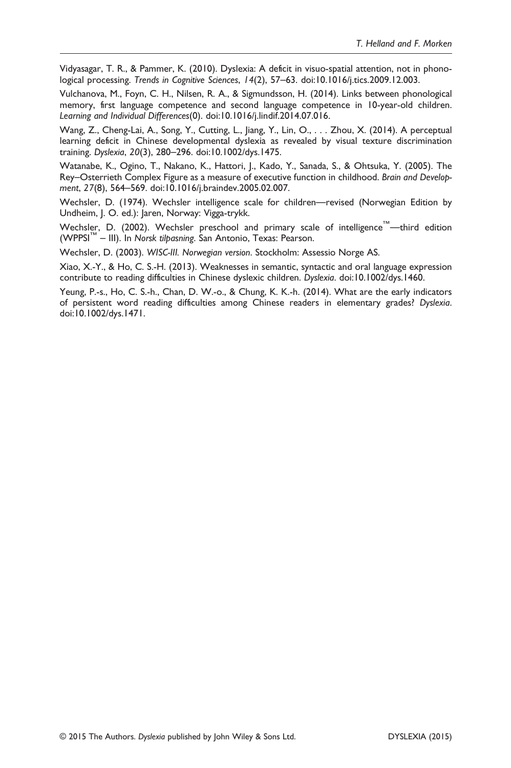Vidyasagar, T. R., & Pammer, K. (2010). Dyslexia: A deficit in visuo-spatial attention, not in phonological processing. *Trends in Cognitive Sciences*, *14*(2), 57–63. doi:10.1016/j.tics.2009.12.003.

Vulchanova, M., Foyn, C. H., Nilsen, R. A., & Sigmundsson, H. (2014). Links between phonological memory, first language competence and second language competence in 10-year-old children. *Learning and Individual Differences*(0). doi:10.1016/j.lindif.2014.07.016.

Wang, Z., Cheng-Lai, A., Song, Y., Cutting, L., Jiang, Y., Lin, O., . . . Zhou, X. (2014). A perceptual learning deficit in Chinese developmental dyslexia as revealed by visual texture discrimination training. *Dyslexia*, *20*(3), 280–296. doi:10.1002/dys.1475.

Watanabe, K., Ogino, T., Nakano, K., Hattori, J., Kado, Y., Sanada, S., & Ohtsuka, Y. (2005). The Rey–Osterrieth Complex Figure as a measure of executive function in childhood. *Brain and Development*, *27*(8), 564–569. doi:10.1016/j.braindev.2005.02.007.

Wechsler, D. (1974). Wechsler intelligence scale for children—revised (Norwegian Edition by Undheim, J. O. ed.): Jaren, Norway: Vigga-trykk.

Wechsler, D. (2002). Wechsler preschool and primary scale of intelligence™—third edition (WPPSI™ – III). In *Norsk tilpasning*. San Antonio, Texas: Pearson.

Wechsler, D. (2003). *WISC-III. Norwegian version*. Stockholm: Assessio Norge AS.

Xiao, X.-Y., & Ho, C. S.-H. (2013). Weaknesses in semantic, syntactic and oral language expression contribute to reading difficulties in Chinese dyslexic children. *Dyslexia*. doi:10.1002/dys.1460.

Yeung, P.-s., Ho, C. S.-h., Chan, D. W.-o., & Chung, K. K.-h. (2014). What are the early indicators of persistent word reading difficulties among Chinese readers in elementary grades? *Dyslexia*. doi:10.1002/dys.1471.